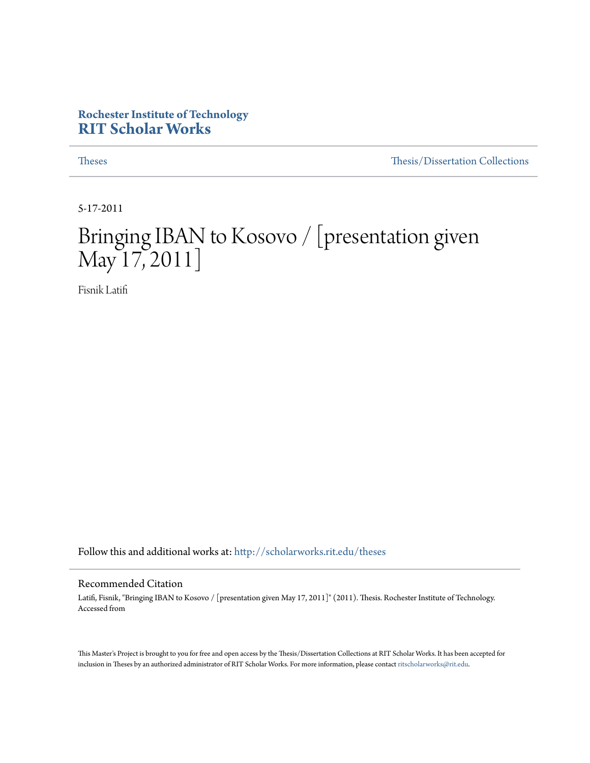**Rochester Institute of Technology**
**RIT Scholar Works**

Theses | Thesis/Dissertation Collections

5-17-2011

# Bringing IBAN to Kosovo / [presentation given May 17, 2011]

Fisnik Latifi

Follow this and additional works at: http://scholarworks.rit.edu/theses

## Recommended Citation

Latifi, Fisnik, "Bringing IBAN to Kosovo / [presentation given May 17, 2011]" (2011). Thesis. Rochester Institute of Technology. Accessed from

This Master's Project is brought to you for free and open access by the Thesis/Dissertation Collections at RIT Scholar Works. It has been accepted for inclusion in Theses by an authorized administrator of RIT Scholar Works. For more information, please contact ritscholarworks@rit.edu.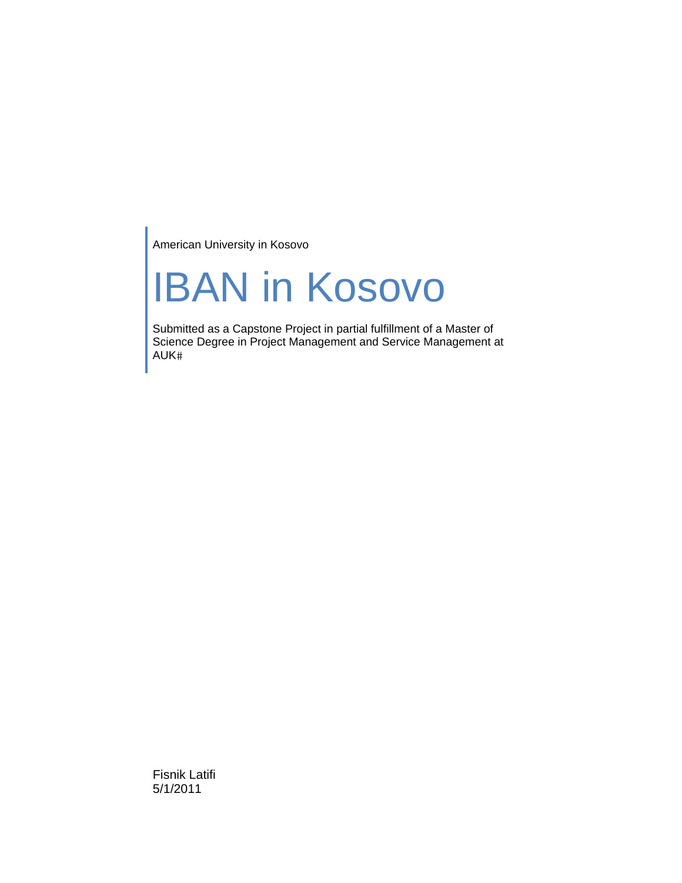American University in Kosovo

# IBAN in Kosovo

Submitted as a Capstone Project in partial fulfillment of a Master of Science Degree in Project Management and Service Management at AUK#

Fisnik Latifi
5/1/2011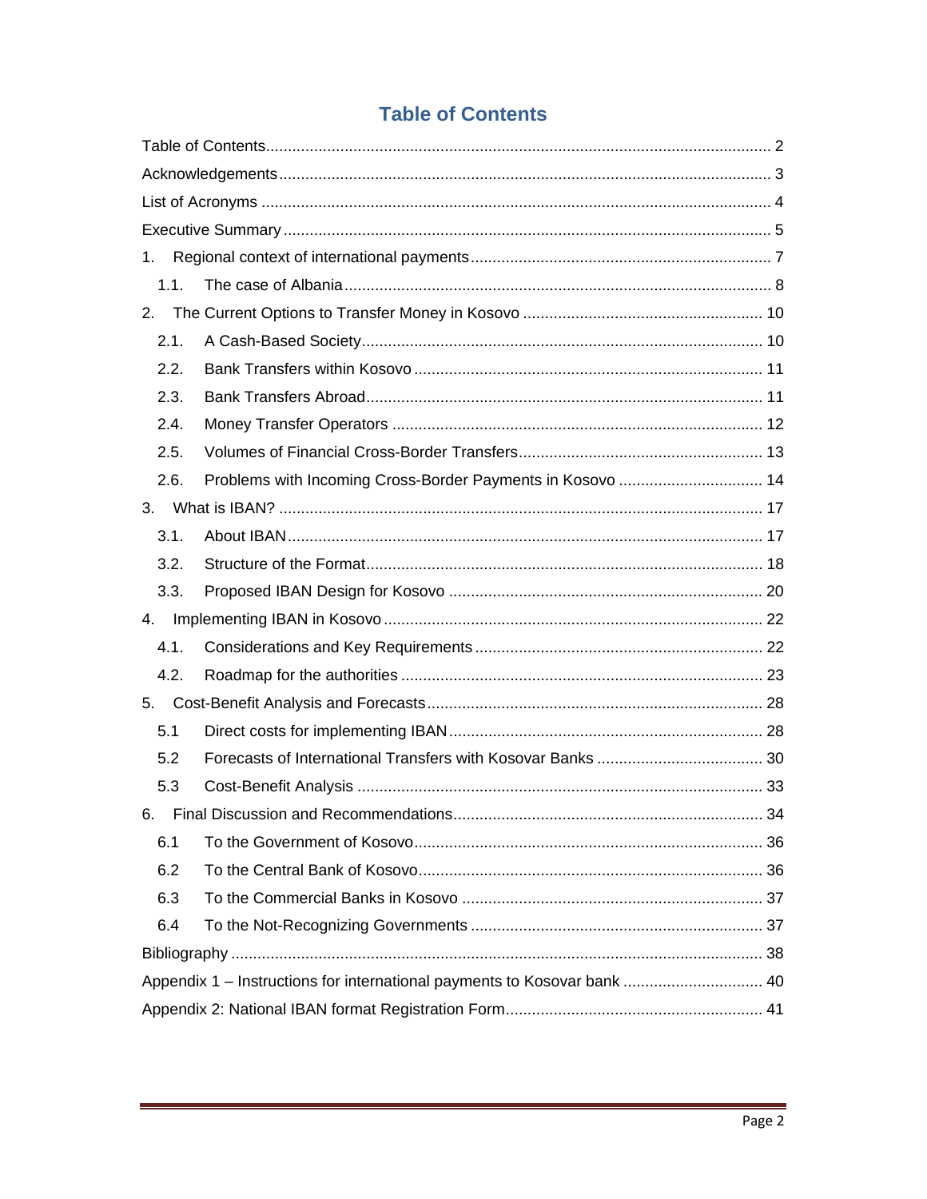# Table of Contents

Table of Contents ........ 2

Acknowledgements ........ 3

List of Acronyms ........ 4

Executive Summary ........ 5

1. Regional context of international payments ........ 7
   - 1.1. The case of Albania ........ 8
2. The Current Options to Transfer Money in Kosovo ........ 10
   - 2.1. A Cash-Based Society ........ 10
   - 2.2. Bank Transfers within Kosovo ........ 11
   - 2.3. Bank Transfers Abroad ........ 11
   - 2.4. Money Transfer Operators ........ 12
   - 2.5. Volumes of Financial Cross-Border Transfers ........ 13
   - 2.6. Problems with Incoming Cross-Border Payments in Kosovo ........ 14
3. What is IBAN? ........ 17
   - 3.1. About IBAN ........ 17
   - 3.2. Structure of the Format ........ 18
   - 3.3. Proposed IBAN Design for Kosovo ........ 20
4. Implementing IBAN in Kosovo ........ 22
   - 4.1. Considerations and Key Requirements ........ 22
   - 4.2. Roadmap for the authorities ........ 23
5. Cost-Benefit Analysis and Forecasts ........ 28
   - 5.1 Direct costs for implementing IBAN ........ 28
   - 5.2 Forecasts of International Transfers with Kosovar Banks ........ 30
   - 5.3 Cost-Benefit Analysis ........ 33
6. Final Discussion and Recommendations ........ 34
   - 6.1 To the Government of Kosovo ........ 36
   - 6.2 To the Central Bank of Kosovo ........ 36
   - 6.3 To the Commercial Banks in Kosovo ........ 37
   - 6.4 To the Not-Recognizing Governments ........ 37

Bibliography ........ 38

Appendix 1 – Instructions for international payments to Kosovar bank ........ 40

Appendix 2: National IBAN format Registration Form ........ 41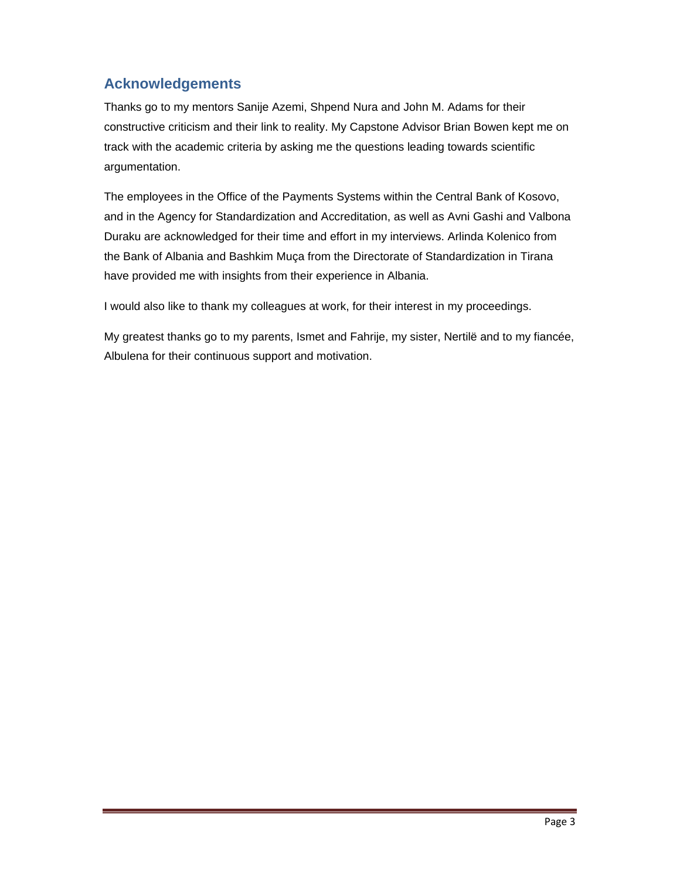## Acknowledgements

Thanks go to my mentors Sanije Azemi, Shpend Nura and John M. Adams for their constructive criticism and their link to reality. My Capstone Advisor Brian Bowen kept me on track with the academic criteria by asking me the questions leading towards scientific argumentation.

The employees in the Office of the Payments Systems within the Central Bank of Kosovo, and in the Agency for Standardization and Accreditation, as well as Avni Gashi and Valbona Duraku are acknowledged for their time and effort in my interviews. Arlinda Kolenico from the Bank of Albania and Bashkim Muça from the Directorate of Standardization in Tirana have provided me with insights from their experience in Albania.

I would also like to thank my colleagues at work, for their interest in my proceedings.

My greatest thanks go to my parents, Ismet and Fahrije, my sister, Nertilë and to my fiancée, Albulena for their continuous support and motivation.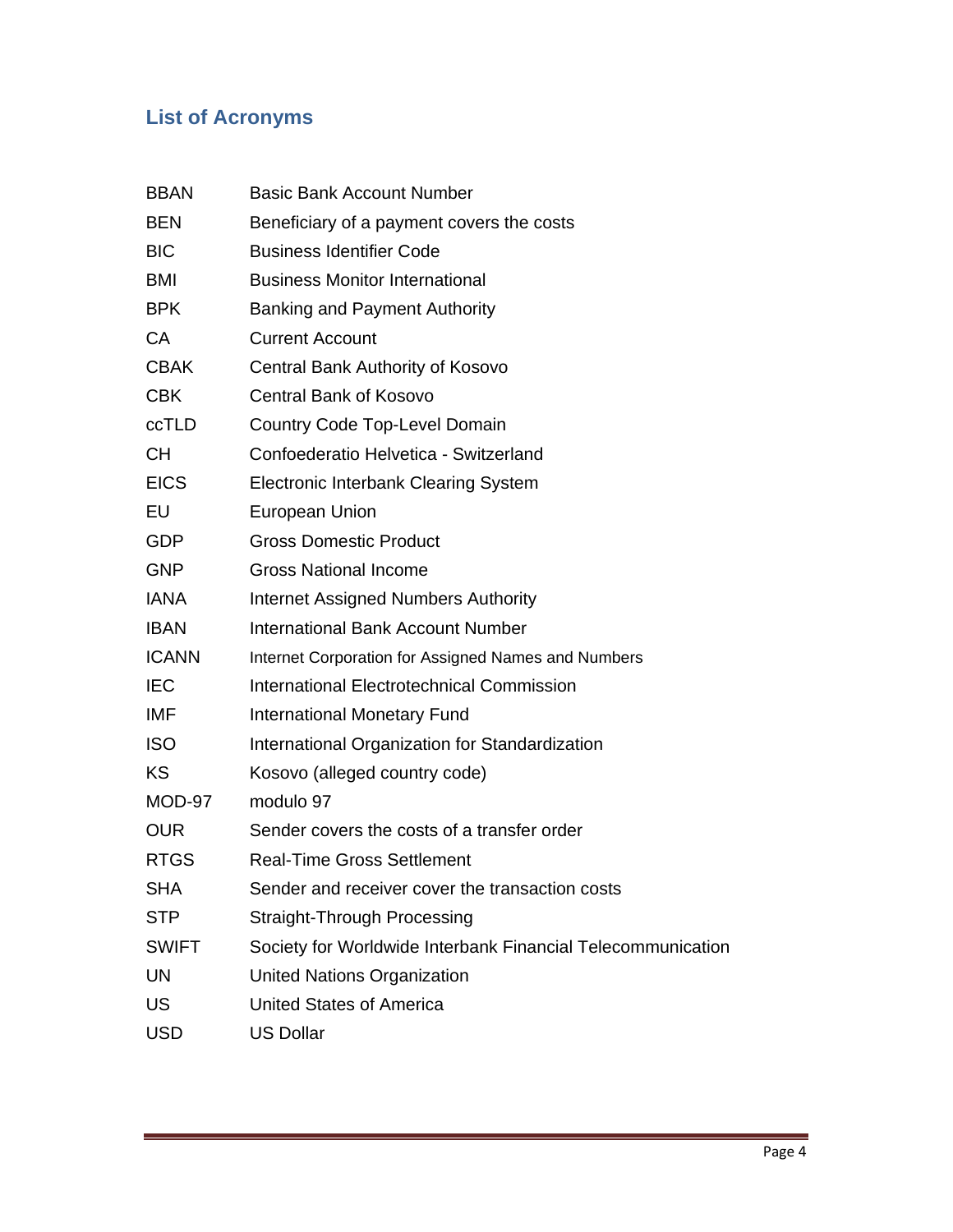## List of Acronyms

| | |
|---|---|
| BBAN | Basic Bank Account Number |
| BEN | Beneficiary of a payment covers the costs |
| BIC | Business Identifier Code |
| BMI | Business Monitor International |
| BPK | Banking and Payment Authority |
| CA | Current Account |
| CBAK | Central Bank Authority of Kosovo |
| CBK | Central Bank of Kosovo |
| ccTLD | Country Code Top-Level Domain |
| CH | Confoederatio Helvetica - Switzerland |
| EICS | Electronic Interbank Clearing System |
| EU | European Union |
| GDP | Gross Domestic Product |
| GNP | Gross National Income |
| IANA | Internet Assigned Numbers Authority |
| IBAN | International Bank Account Number |
| ICANN | Internet Corporation for Assigned Names and Numbers |
| IEC | International Electrotechnical Commission |
| IMF | International Monetary Fund |
| ISO | International Organization for Standardization |
| KS | Kosovo (alleged country code) |
| MOD-97 | modulo 97 |
| OUR | Sender covers the costs of a transfer order |
| RTGS | Real-Time Gross Settlement |
| SHA | Sender and receiver cover the transaction costs |
| STP | Straight-Through Processing |
| SWIFT | Society for Worldwide Interbank Financial Telecommunication |
| UN | United Nations Organization |
| US | United States of America |
| USD | US Dollar |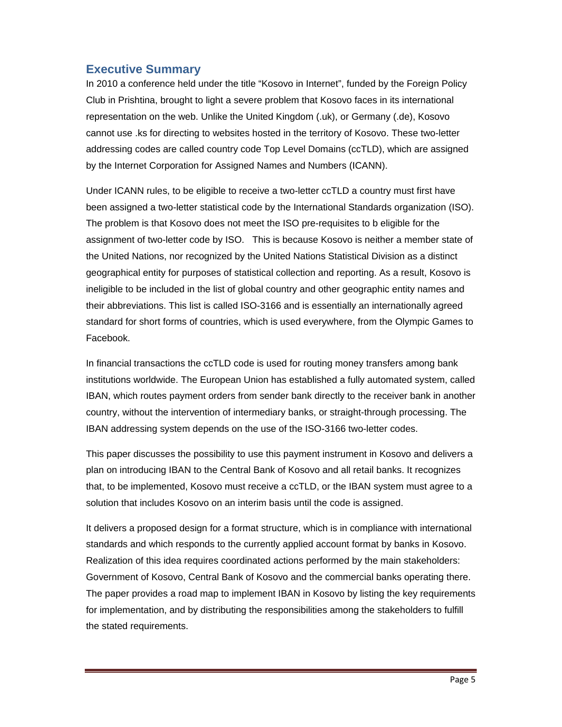## Executive Summary

In 2010 a conference held under the title "Kosovo in Internet", funded by the Foreign Policy Club in Prishtina, brought to light a severe problem that Kosovo faces in its international representation on the web. Unlike the United Kingdom (.uk), or Germany (.de), Kosovo cannot use .ks for directing to websites hosted in the territory of Kosovo. These two-letter addressing codes are called country code Top Level Domains (ccTLD), which are assigned by the Internet Corporation for Assigned Names and Numbers (ICANN).

Under ICANN rules, to be eligible to receive a two-letter ccTLD a country must first have been assigned a two-letter statistical code by the International Standards organization (ISO). The problem is that Kosovo does not meet the ISO pre-requisites to b eligible for the assignment of two-letter code by ISO. This is because Kosovo is neither a member state of the United Nations, nor recognized by the United Nations Statistical Division as a distinct geographical entity for purposes of statistical collection and reporting. As a result, Kosovo is ineligible to be included in the list of global country and other geographic entity names and their abbreviations. This list is called ISO-3166 and is essentially an internationally agreed standard for short forms of countries, which is used everywhere, from the Olympic Games to Facebook.

In financial transactions the ccTLD code is used for routing money transfers among bank institutions worldwide. The European Union has established a fully automated system, called IBAN, which routes payment orders from sender bank directly to the receiver bank in another country, without the intervention of intermediary banks, or straight-through processing. The IBAN addressing system depends on the use of the ISO-3166 two-letter codes.

This paper discusses the possibility to use this payment instrument in Kosovo and delivers a plan on introducing IBAN to the Central Bank of Kosovo and all retail banks. It recognizes that, to be implemented, Kosovo must receive a ccTLD, or the IBAN system must agree to a solution that includes Kosovo on an interim basis until the code is assigned.

It delivers a proposed design for a format structure, which is in compliance with international standards and which responds to the currently applied account format by banks in Kosovo. Realization of this idea requires coordinated actions performed by the main stakeholders: Government of Kosovo, Central Bank of Kosovo and the commercial banks operating there. The paper provides a road map to implement IBAN in Kosovo by listing the key requirements for implementation, and by distributing the responsibilities among the stakeholders to fulfill the stated requirements.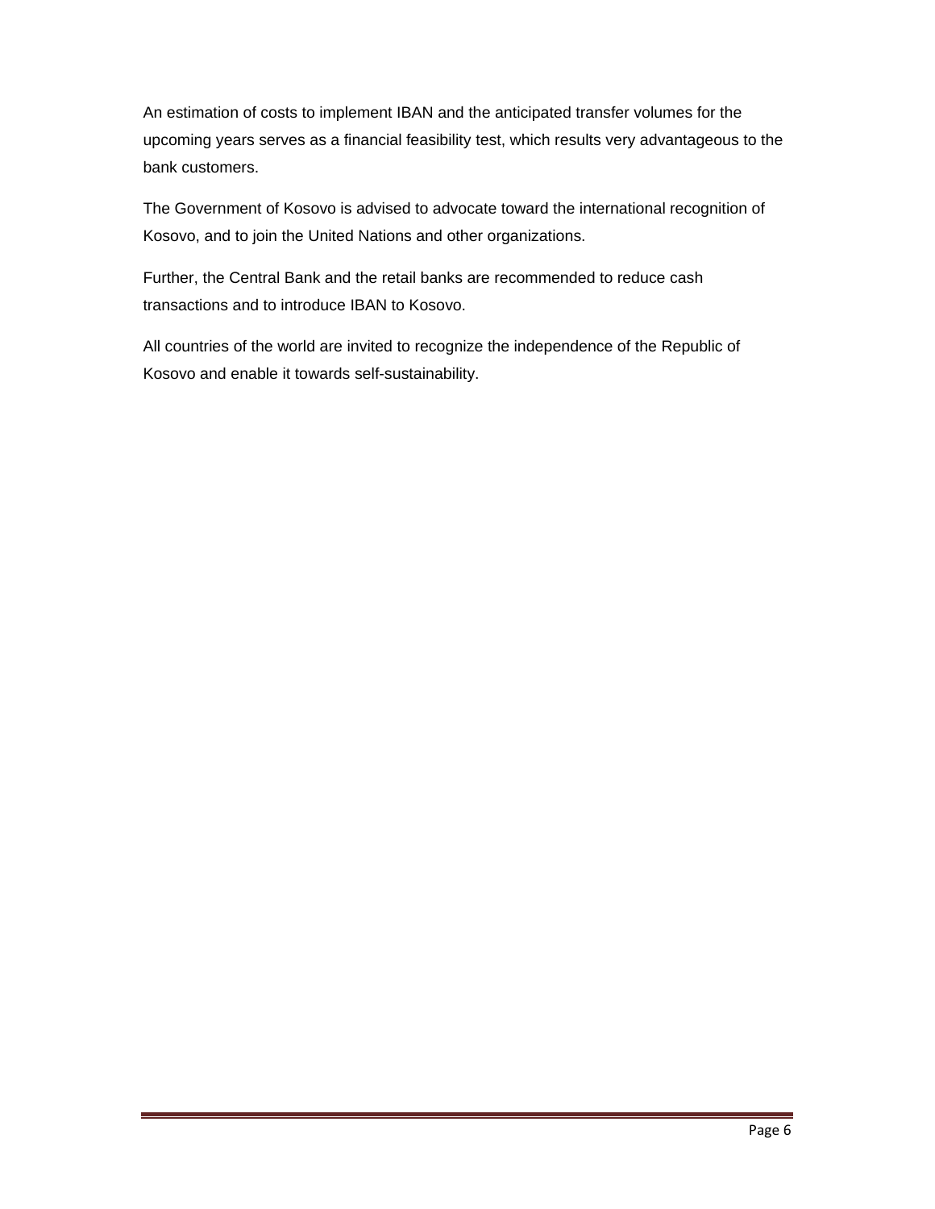An estimation of costs to implement IBAN and the anticipated transfer volumes for the upcoming years serves as a financial feasibility test, which results very advantageous to the bank customers.

The Government of Kosovo is advised to advocate toward the international recognition of Kosovo, and to join the United Nations and other organizations.

Further, the Central Bank and the retail banks are recommended to reduce cash transactions and to introduce IBAN to Kosovo.

All countries of the world are invited to recognize the independence of the Republic of Kosovo and enable it towards self-sustainability.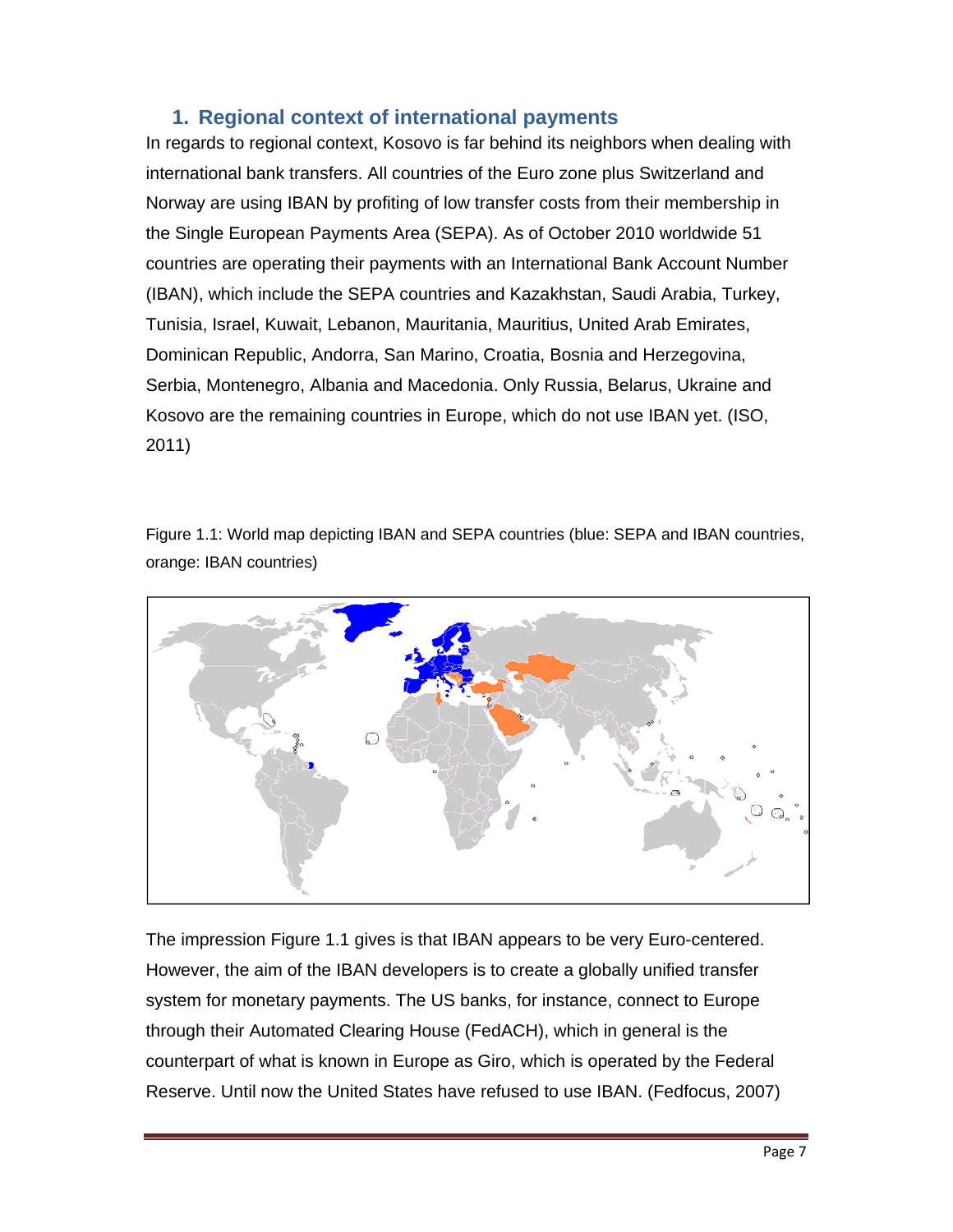## 1. Regional context of international payments

In regards to regional context, Kosovo is far behind its neighbors when dealing with international bank transfers. All countries of the Euro zone plus Switzerland and Norway are using IBAN by profiting of low transfer costs from their membership in the Single European Payments Area (SEPA). As of October 2010 worldwide 51 countries are operating their payments with an International Bank Account Number (IBAN), which include the SEPA countries and Kazakhstan, Saudi Arabia, Turkey, Tunisia, Israel, Kuwait, Lebanon, Mauritania, Mauritius, United Arab Emirates, Dominican Republic, Andorra, San Marino, Croatia, Bosnia and Herzegovina, Serbia, Montenegro, Albania and Macedonia. Only Russia, Belarus, Ukraine and Kosovo are the remaining countries in Europe, which do not use IBAN yet. (ISO, 2011)

Figure 1.1: World map depicting IBAN and SEPA countries (blue: SEPA and IBAN countries, orange: IBAN countries)

The impression Figure 1.1 gives is that IBAN appears to be very Euro-centered. However, the aim of the IBAN developers is to create a globally unified transfer system for monetary payments. The US banks, for instance, connect to Europe through their Automated Clearing House (FedACH), which in general is the counterpart of what is known in Europe as Giro, which is operated by the Federal Reserve. Until now the United States have refused to use IBAN. (Fedfocus, 2007)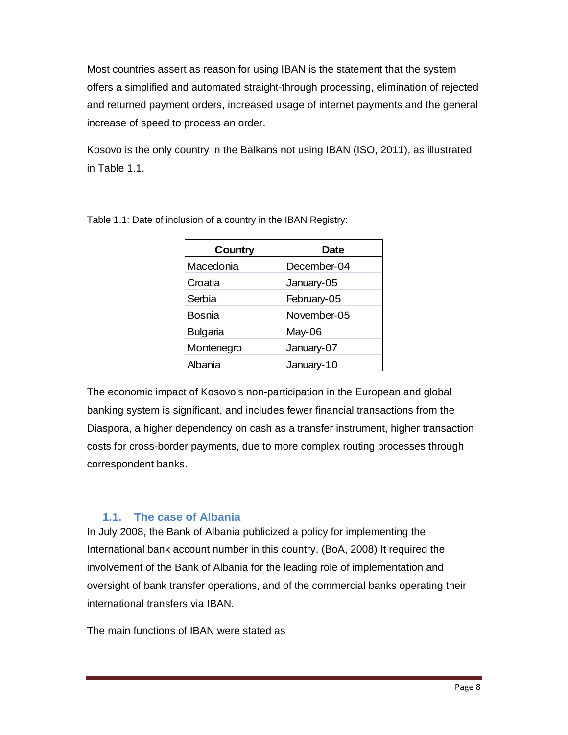Most countries assert as reason for using IBAN is the statement that the system offers a simplified and automated straight-through processing, elimination of rejected and returned payment orders, increased usage of internet payments and the general increase of speed to process an order.

Kosovo is the only country in the Balkans not using IBAN (ISO, 2011), as illustrated in Table 1.1.

Table 1.1: Date of inclusion of a country in the IBAN Registry:

| Country | Date |
|---|---|
| Macedonia | December-04 |
| Croatia | January-05 |
| Serbia | February-05 |
| Bosnia | November-05 |
| Bulgaria | May-06 |
| Montenegro | January-07 |
| Albania | January-10 |

The economic impact of Kosovo's non-participation in the European and global banking system is significant, and includes fewer financial transactions from the Diaspora, a higher dependency on cash as a transfer instrument, higher transaction costs for cross-border payments, due to more complex routing processes through correspondent banks.

## 1.1. The case of Albania

In July 2008, the Bank of Albania publicized a policy for implementing the International bank account number in this country. (BoA, 2008) It required the involvement of the Bank of Albania for the leading role of implementation and oversight of bank transfer operations, and of the commercial banks operating their international transfers via IBAN.

The main functions of IBAN were stated as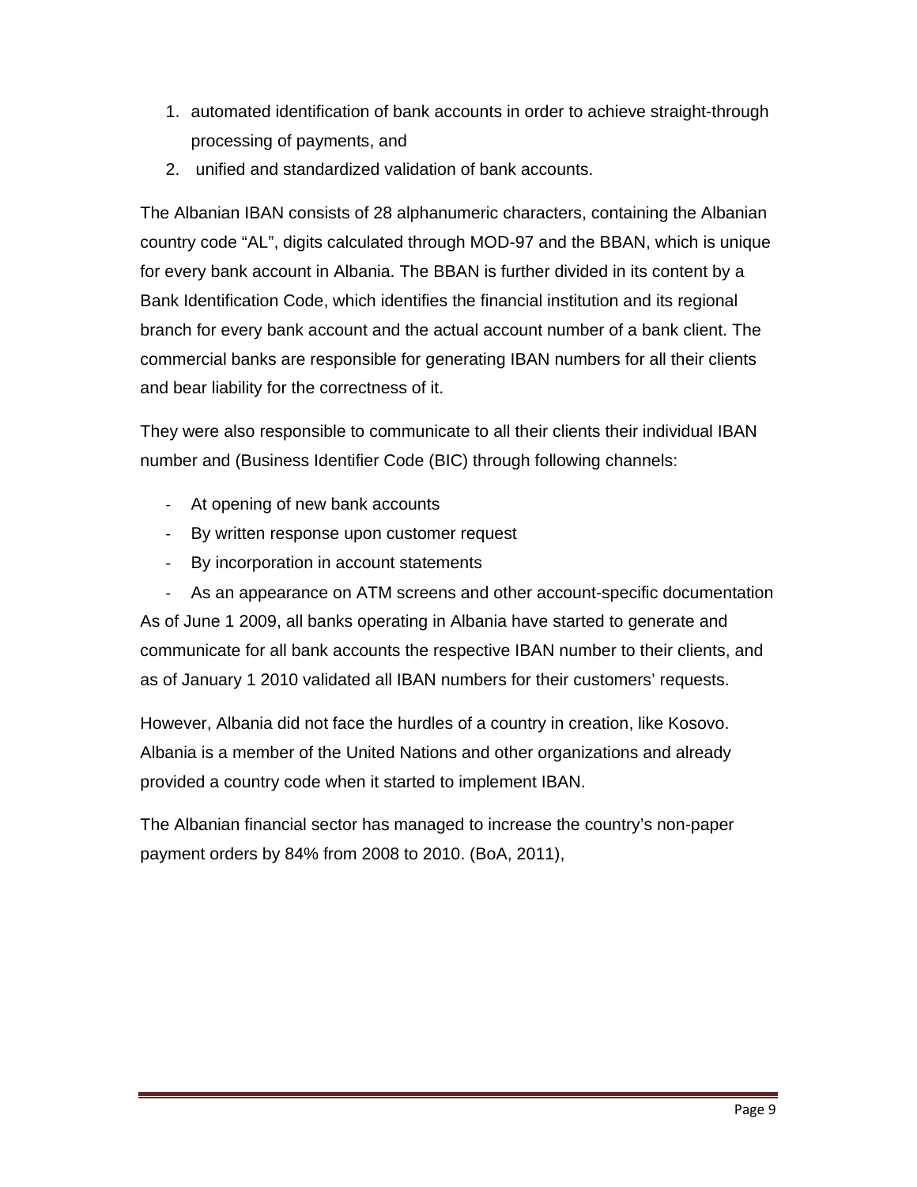1. automated identification of bank accounts in order to achieve straight-through processing of payments, and
2. unified and standardized validation of bank accounts.

The Albanian IBAN consists of 28 alphanumeric characters, containing the Albanian country code "AL", digits calculated through MOD-97 and the BBAN, which is unique for every bank account in Albania. The BBAN is further divided in its content by a Bank Identification Code, which identifies the financial institution and its regional branch for every bank account and the actual account number of a bank client. The commercial banks are responsible for generating IBAN numbers for all their clients and bear liability for the correctness of it.

They were also responsible to communicate to all their clients their individual IBAN number and (Business Identifier Code (BIC) through following channels:

- At opening of new bank accounts
- By written response upon customer request
- By incorporation in account statements
- As an appearance on ATM screens and other account-specific documentation

As of June 1 2009, all banks operating in Albania have started to generate and communicate for all bank accounts the respective IBAN number to their clients, and as of January 1 2010 validated all IBAN numbers for their customers' requests.

However, Albania did not face the hurdles of a country in creation, like Kosovo. Albania is a member of the United Nations and other organizations and already provided a country code when it started to implement IBAN.

The Albanian financial sector has managed to increase the country's non-paper payment orders by 84% from 2008 to 2010. (BoA, 2011),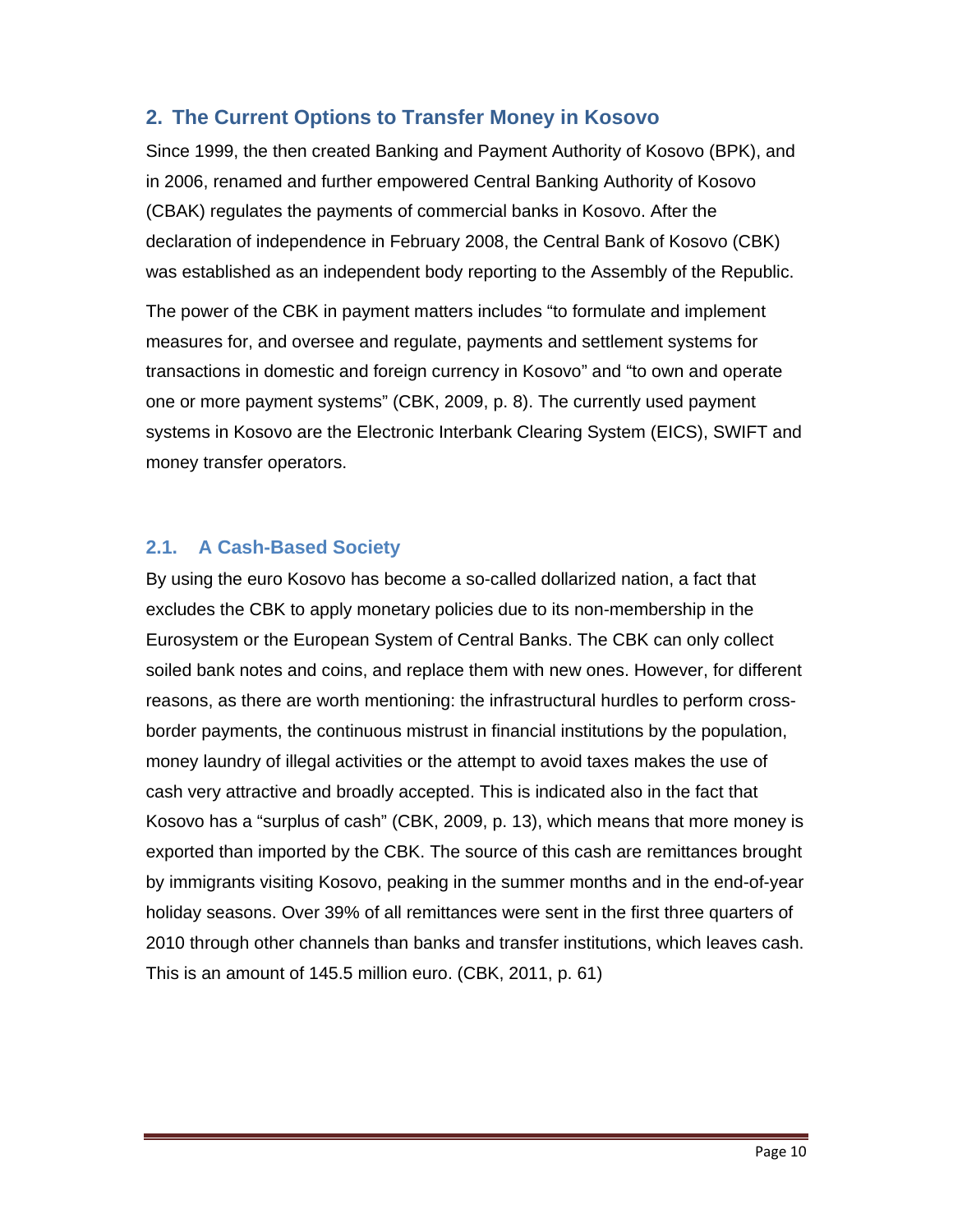## 2. The Current Options to Transfer Money in Kosovo

Since 1999, the then created Banking and Payment Authority of Kosovo (BPK), and in 2006, renamed and further empowered Central Banking Authority of Kosovo (CBAK) regulates the payments of commercial banks in Kosovo. After the declaration of independence in February 2008, the Central Bank of Kosovo (CBK) was established as an independent body reporting to the Assembly of the Republic.

The power of the CBK in payment matters includes "to formulate and implement measures for, and oversee and regulate, payments and settlement systems for transactions in domestic and foreign currency in Kosovo" and "to own and operate one or more payment systems" (CBK, 2009, p. 8). The currently used payment systems in Kosovo are the Electronic Interbank Clearing System (EICS), SWIFT and money transfer operators.

### 2.1. A Cash-Based Society

By using the euro Kosovo has become a so-called dollarized nation, a fact that excludes the CBK to apply monetary policies due to its non-membership in the Eurosystem or the European System of Central Banks. The CBK can only collect soiled bank notes and coins, and replace them with new ones. However, for different reasons, as there are worth mentioning: the infrastructural hurdles to perform cross-border payments, the continuous mistrust in financial institutions by the population, money laundry of illegal activities or the attempt to avoid taxes makes the use of cash very attractive and broadly accepted. This is indicated also in the fact that Kosovo has a "surplus of cash" (CBK, 2009, p. 13), which means that more money is exported than imported by the CBK. The source of this cash are remittances brought by immigrants visiting Kosovo, peaking in the summer months and in the end-of-year holiday seasons. Over 39% of all remittances were sent in the first three quarters of 2010 through other channels than banks and transfer institutions, which leaves cash. This is an amount of 145.5 million euro. (CBK, 2011, p. 61)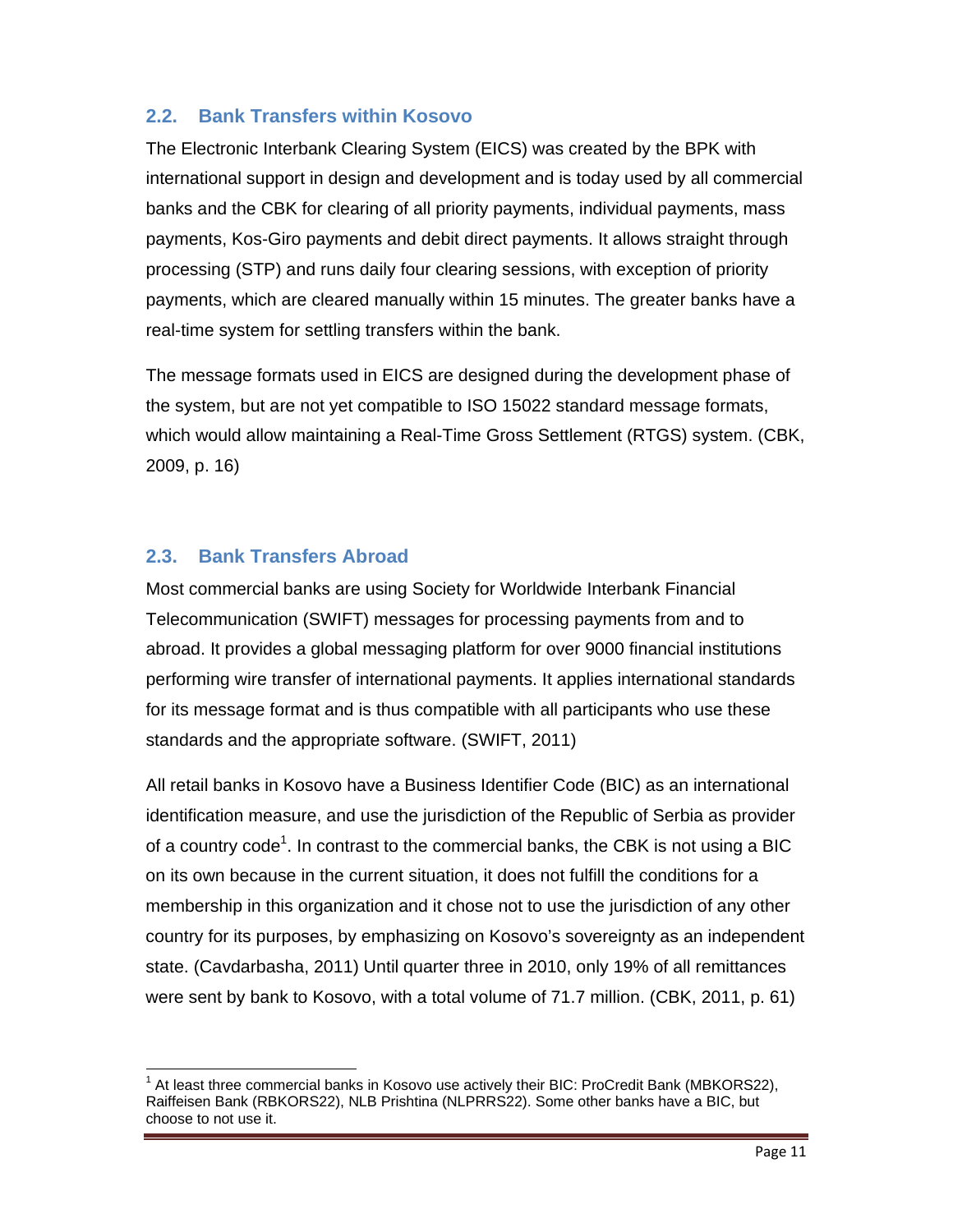## 2.2. Bank Transfers within Kosovo

The Electronic Interbank Clearing System (EICS) was created by the BPK with international support in design and development and is today used by all commercial banks and the CBK for clearing of all priority payments, individual payments, mass payments, Kos-Giro payments and debit direct payments. It allows straight through processing (STP) and runs daily four clearing sessions, with exception of priority payments, which are cleared manually within 15 minutes. The greater banks have a real-time system for settling transfers within the bank.

The message formats used in EICS are designed during the development phase of the system, but are not yet compatible to ISO 15022 standard message formats, which would allow maintaining a Real-Time Gross Settlement (RTGS) system. (CBK, 2009, p. 16)

## 2.3. Bank Transfers Abroad

Most commercial banks are using Society for Worldwide Interbank Financial Telecommunication (SWIFT) messages for processing payments from and to abroad. It provides a global messaging platform for over 9000 financial institutions performing wire transfer of international payments. It applies international standards for its message format and is thus compatible with all participants who use these standards and the appropriate software. (SWIFT, 2011)

All retail banks in Kosovo have a Business Identifier Code (BIC) as an international identification measure, and use the jurisdiction of the Republic of Serbia as provider of a country code[1]. In contrast to the commercial banks, the CBK is not using a BIC on its own because in the current situation, it does not fulfill the conditions for a membership in this organization and it chose not to use the jurisdiction of any other country for its purposes, by emphasizing on Kosovo's sovereignty as an independent state. (Cavdarbasha, 2011) Until quarter three in 2010, only 19% of all remittances were sent by bank to Kosovo, with a total volume of 71.7 million. (CBK, 2011, p. 61)

[1] At least three commercial banks in Kosovo use actively their BIC: ProCredit Bank (MBKORS22), Raiffeisen Bank (RBKORS22), NLB Prishtina (NLPRRS22). Some other banks have a BIC, but choose to not use it.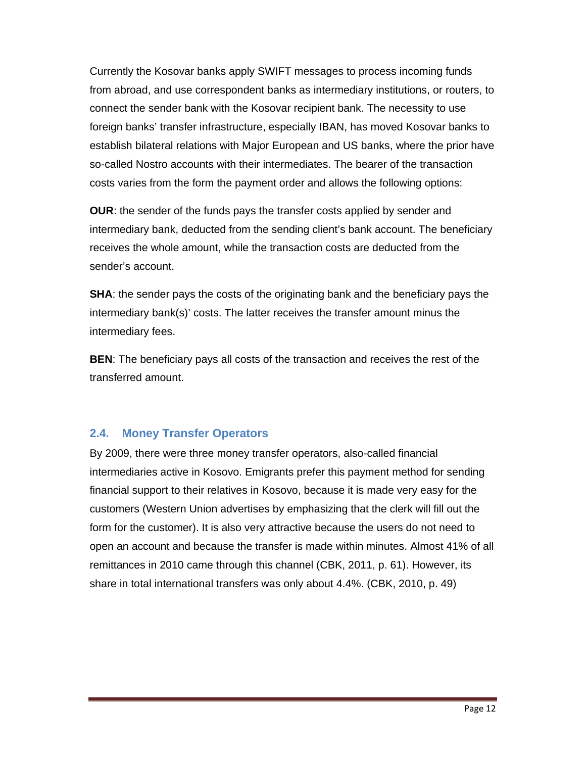Currently the Kosovar banks apply SWIFT messages to process incoming funds from abroad, and use correspondent banks as intermediary institutions, or routers, to connect the sender bank with the Kosovar recipient bank. The necessity to use foreign banks' transfer infrastructure, especially IBAN, has moved Kosovar banks to establish bilateral relations with Major European and US banks, where the prior have so-called Nostro accounts with their intermediates. The bearer of the transaction costs varies from the form the payment order and allows the following options:

**OUR**: the sender of the funds pays the transfer costs applied by sender and intermediary bank, deducted from the sending client's bank account. The beneficiary receives the whole amount, while the transaction costs are deducted from the sender's account.

**SHA**: the sender pays the costs of the originating bank and the beneficiary pays the intermediary bank(s)' costs. The latter receives the transfer amount minus the intermediary fees.

**BEN**: The beneficiary pays all costs of the transaction and receives the rest of the transferred amount.

## 2.4. Money Transfer Operators

By 2009, there were three money transfer operators, also-called financial intermediaries active in Kosovo. Emigrants prefer this payment method for sending financial support to their relatives in Kosovo, because it is made very easy for the customers (Western Union advertises by emphasizing that the clerk will fill out the form for the customer). It is also very attractive because the users do not need to open an account and because the transfer is made within minutes. Almost 41% of all remittances in 2010 came through this channel (CBK, 2011, p. 61). However, its share in total international transfers was only about 4.4%. (CBK, 2010, p. 49)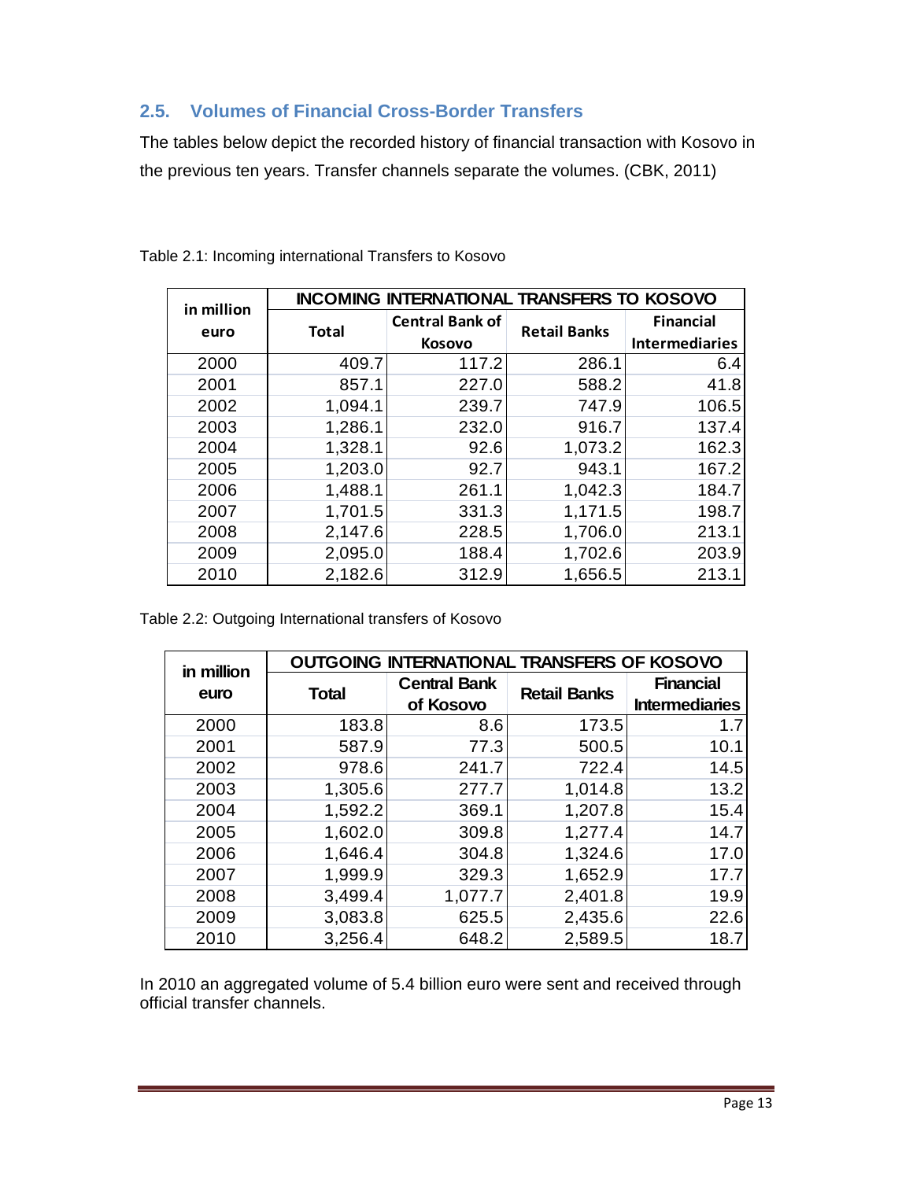## 2.5. Volumes of Financial Cross-Border Transfers

The tables below depict the recorded history of financial transaction with Kosovo in the previous ten years. Transfer channels separate the volumes. (CBK, 2011)

Table 2.1: Incoming international Transfers to Kosovo

| in million euro | INCOMING INTERNATIONAL TRANSFERS TO KOSOVO | | | |
|---|---|---|---|---|
| | Total | Central Bank of Kosovo | Retail Banks | Financial Intermediaries |
| 2000 | 409.7 | 117.2 | 286.1 | 6.4 |
| 2001 | 857.1 | 227.0 | 588.2 | 41.8 |
| 2002 | 1,094.1 | 239.7 | 747.9 | 106.5 |
| 2003 | 1,286.1 | 232.0 | 916.7 | 137.4 |
| 2004 | 1,328.1 | 92.6 | 1,073.2 | 162.3 |
| 2005 | 1,203.0 | 92.7 | 943.1 | 167.2 |
| 2006 | 1,488.1 | 261.1 | 1,042.3 | 184.7 |
| 2007 | 1,701.5 | 331.3 | 1,171.5 | 198.7 |
| 2008 | 2,147.6 | 228.5 | 1,706.0 | 213.1 |
| 2009 | 2,095.0 | 188.4 | 1,702.6 | 203.9 |
| 2010 | 2,182.6 | 312.9 | 1,656.5 | 213.1 |

Table 2.2: Outgoing International transfers of Kosovo

| in million euro | OUTGOING INTERNATIONAL TRANSFERS OF KOSOVO | | | |
|---|---|---|---|---|
| | Total | Central Bank of Kosovo | Retail Banks | Financial Intermediaries |
| 2000 | 183.8 | 8.6 | 173.5 | 1.7 |
| 2001 | 587.9 | 77.3 | 500.5 | 10.1 |
| 2002 | 978.6 | 241.7 | 722.4 | 14.5 |
| 2003 | 1,305.6 | 277.7 | 1,014.8 | 13.2 |
| 2004 | 1,592.2 | 369.1 | 1,207.8 | 15.4 |
| 2005 | 1,602.0 | 309.8 | 1,277.4 | 14.7 |
| 2006 | 1,646.4 | 304.8 | 1,324.6 | 17.0 |
| 2007 | 1,999.9 | 329.3 | 1,652.9 | 17.7 |
| 2008 | 3,499.4 | 1,077.7 | 2,401.8 | 19.9 |
| 2009 | 3,083.8 | 625.5 | 2,435.6 | 22.6 |
| 2010 | 3,256.4 | 648.2 | 2,589.5 | 18.7 |

In 2010 an aggregated volume of 5.4 billion euro were sent and received through official transfer channels.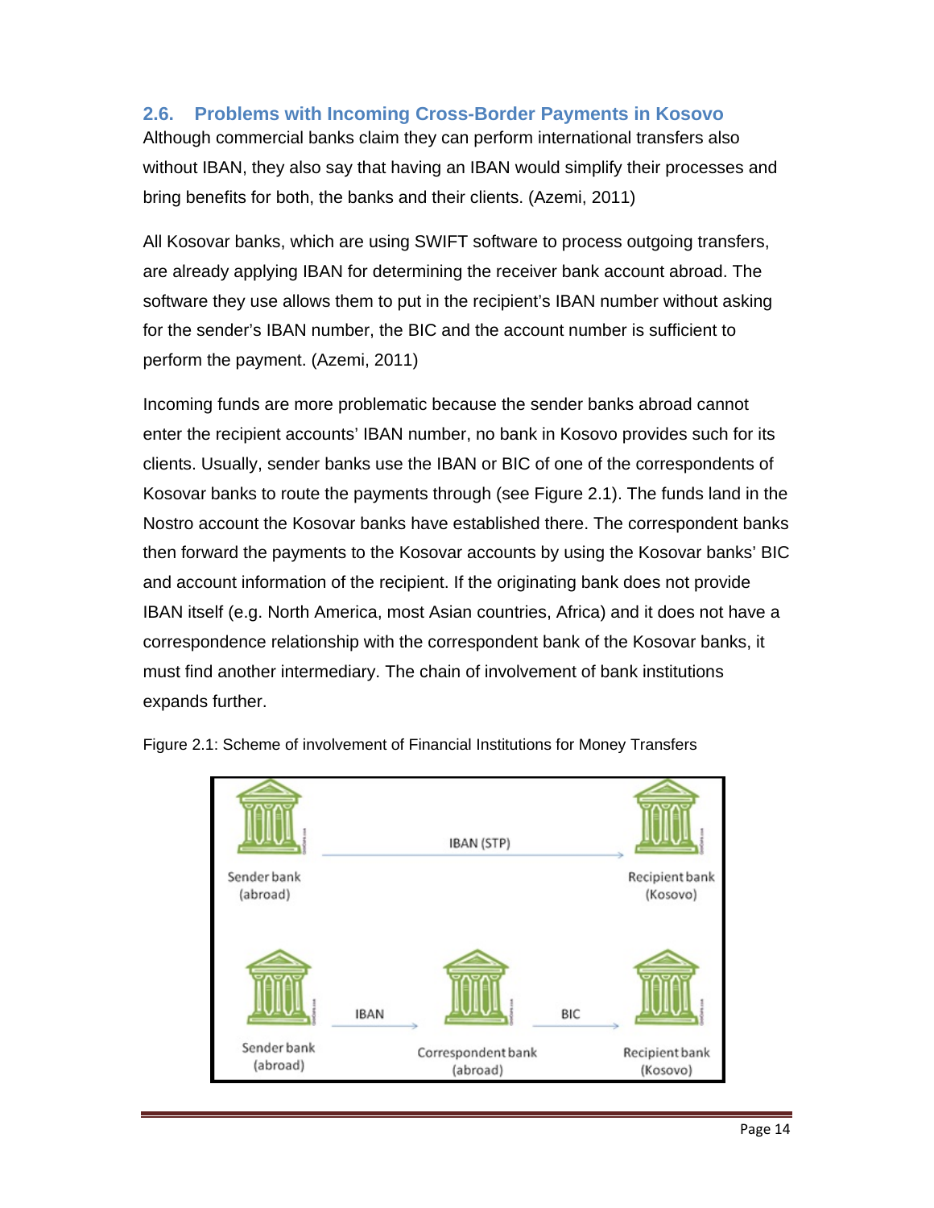## 2.6. Problems with Incoming Cross-Border Payments in Kosovo

Although commercial banks claim they can perform international transfers also without IBAN, they also say that having an IBAN would simplify their processes and bring benefits for both, the banks and their clients. (Azemi, 2011)

All Kosovar banks, which are using SWIFT software to process outgoing transfers, are already applying IBAN for determining the receiver bank account abroad. The software they use allows them to put in the recipient's IBAN number without asking for the sender's IBAN number, the BIC and the account number is sufficient to perform the payment. (Azemi, 2011)

Incoming funds are more problematic because the sender banks abroad cannot enter the recipient accounts' IBAN number, no bank in Kosovo provides such for its clients. Usually, sender banks use the IBAN or BIC of one of the correspondents of Kosovar banks to route the payments through (see Figure 2.1). The funds land in the Nostro account the Kosovar banks have established there. The correspondent banks then forward the payments to the Kosovar accounts by using the Kosovar banks' BIC and account information of the recipient. If the originating bank does not provide IBAN itself (e.g. North America, most Asian countries, Africa) and it does not have a correspondence relationship with the correspondent bank of the Kosovar banks, it must find another intermediary. The chain of involvement of bank institutions expands further.

Figure 2.1: Scheme of involvement of Financial Institutions for Money Transfers

Sender bank (abroad) → IBAN (STP) → Recipient bank (Kosovo)

Sender bank (abroad) → IBAN → Correspondent bank (abroad) → BIC → Recipient bank (Kosovo)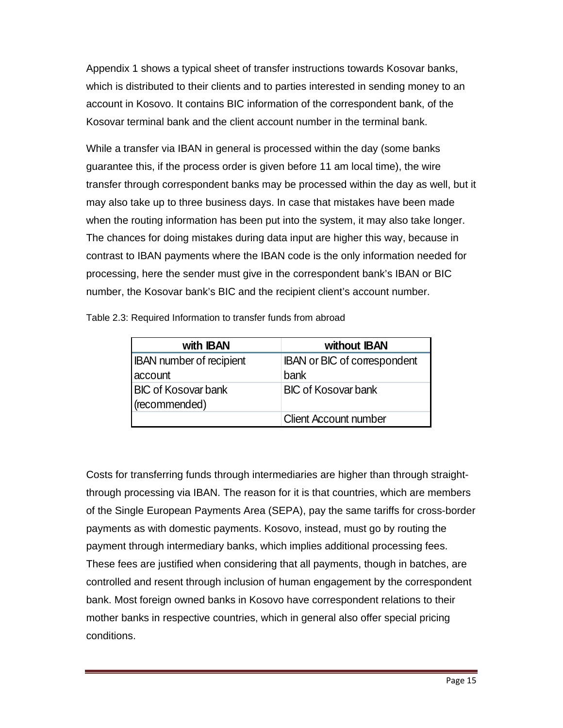Appendix 1 shows a typical sheet of transfer instructions towards Kosovar banks, which is distributed to their clients and to parties interested in sending money to an account in Kosovo. It contains BIC information of the correspondent bank, of the Kosovar terminal bank and the client account number in the terminal bank.

While a transfer via IBAN in general is processed within the day (some banks guarantee this, if the process order is given before 11 am local time), the wire transfer through correspondent banks may be processed within the day as well, but it may also take up to three business days. In case that mistakes have been made when the routing information has been put into the system, it may also take longer. The chances for doing mistakes during data input are higher this way, because in contrast to IBAN payments where the IBAN code is the only information needed for processing, here the sender must give in the correspondent bank's IBAN or BIC number, the Kosovar bank's BIC and the recipient client's account number.

Table 2.3: Required Information to transfer funds from abroad

| with IBAN | without IBAN |
|---|---|
| IBAN number of recipient account | IBAN or BIC of correspondent bank |
| BIC of Kosovar bank (recommended) | BIC of Kosovar bank |
| | Client Account number |

Costs for transferring funds through intermediaries are higher than through straight-through processing via IBAN. The reason for it is that countries, which are members of the Single European Payments Area (SEPA), pay the same tariffs for cross-border payments as with domestic payments. Kosovo, instead, must go by routing the payment through intermediary banks, which implies additional processing fees. These fees are justified when considering that all payments, though in batches, are controlled and resent through inclusion of human engagement by the correspondent bank. Most foreign owned banks in Kosovo have correspondent relations to their mother banks in respective countries, which in general also offer special pricing conditions.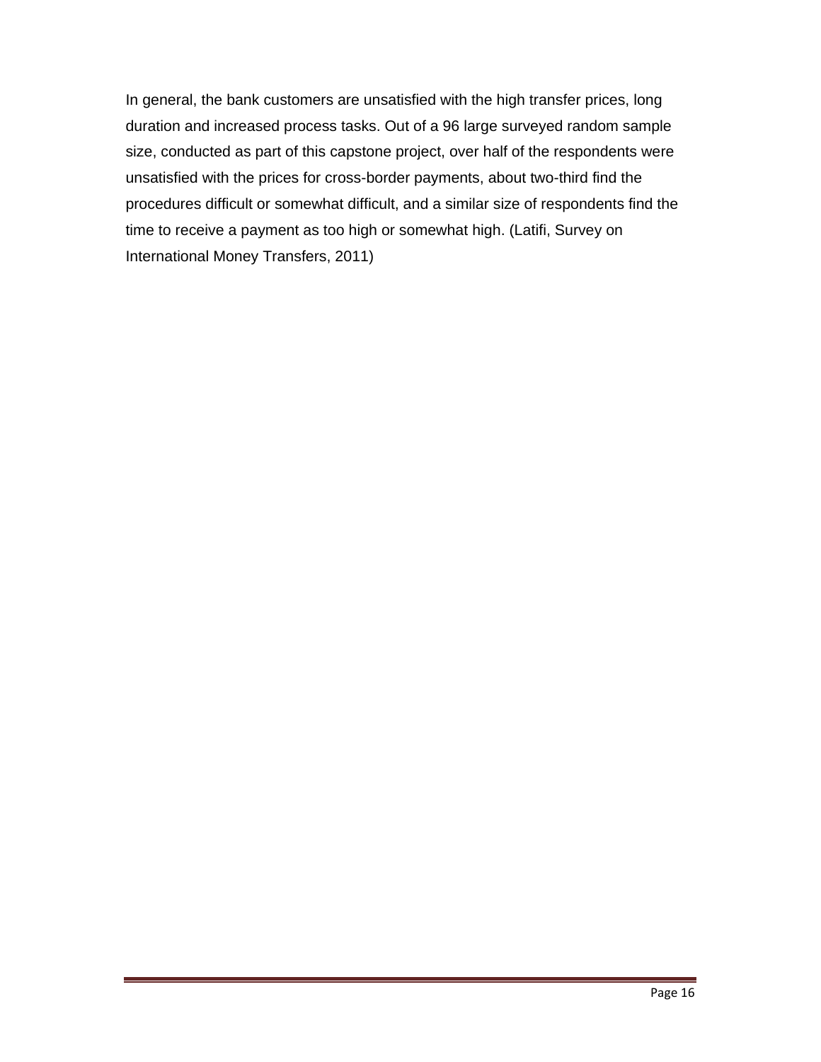In general, the bank customers are unsatisfied with the high transfer prices, long duration and increased process tasks. Out of a 96 large surveyed random sample size, conducted as part of this capstone project, over half of the respondents were unsatisfied with the prices for cross-border payments, about two-third find the procedures difficult or somewhat difficult, and a similar size of respondents find the time to receive a payment as too high or somewhat high. (Latifi, Survey on International Money Transfers, 2011)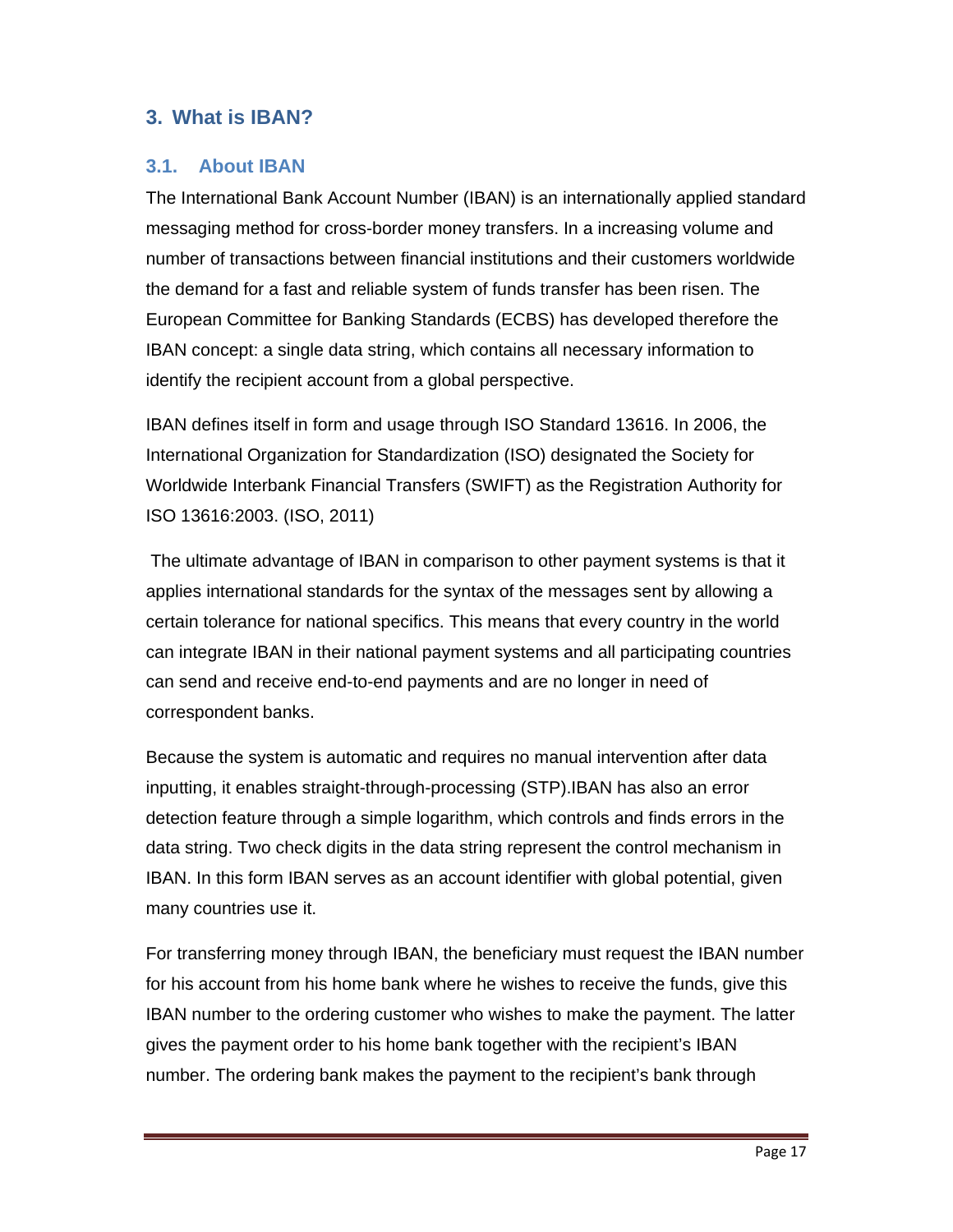## 3. What is IBAN?

### 3.1. About IBAN

The International Bank Account Number (IBAN) is an internationally applied standard messaging method for cross-border money transfers. In a increasing volume and number of transactions between financial institutions and their customers worldwide the demand for a fast and reliable system of funds transfer has been risen. The European Committee for Banking Standards (ECBS) has developed therefore the IBAN concept: a single data string, which contains all necessary information to identify the recipient account from a global perspective.

IBAN defines itself in form and usage through ISO Standard 13616. In 2006, the International Organization for Standardization (ISO) designated the Society for Worldwide Interbank Financial Transfers (SWIFT) as the Registration Authority for ISO 13616:2003. (ISO, 2011)

The ultimate advantage of IBAN in comparison to other payment systems is that it applies international standards for the syntax of the messages sent by allowing a certain tolerance for national specifics. This means that every country in the world can integrate IBAN in their national payment systems and all participating countries can send and receive end-to-end payments and are no longer in need of correspondent banks.

Because the system is automatic and requires no manual intervention after data inputting, it enables straight-through-processing (STP).IBAN has also an error detection feature through a simple logarithm, which controls and finds errors in the data string. Two check digits in the data string represent the control mechanism in IBAN. In this form IBAN serves as an account identifier with global potential, given many countries use it.

For transferring money through IBAN, the beneficiary must request the IBAN number for his account from his home bank where he wishes to receive the funds, give this IBAN number to the ordering customer who wishes to make the payment. The latter gives the payment order to his home bank together with the recipient's IBAN number. The ordering bank makes the payment to the recipient's bank through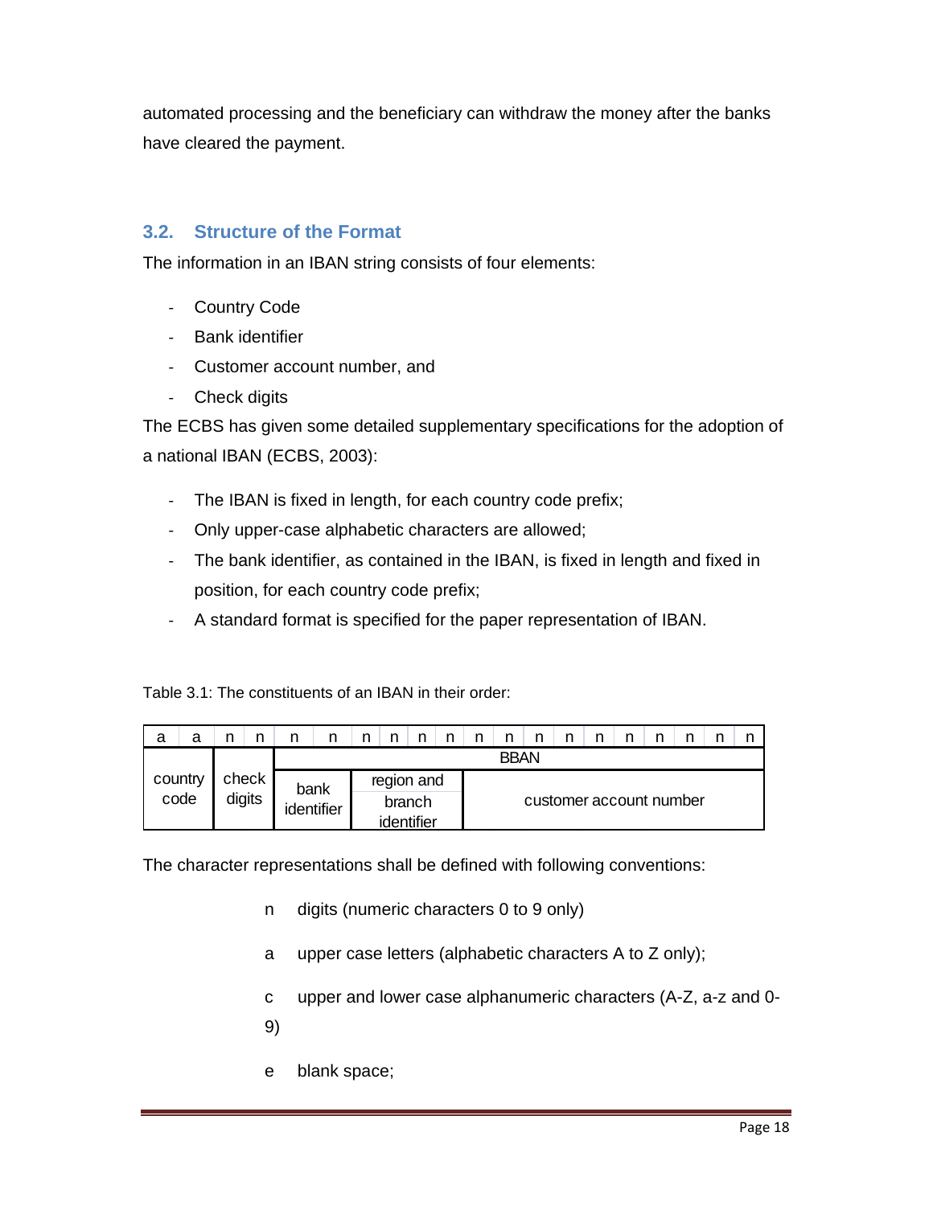automated processing and the beneficiary can withdraw the money after the banks have cleared the payment.

## 3.2. Structure of the Format

The information in an IBAN string consists of four elements:

- Country Code
- Bank identifier
- Customer account number, and
- Check digits

The ECBS has given some detailed supplementary specifications for the adoption of a national IBAN (ECBS, 2003):

- The IBAN is fixed in length, for each country code prefix;
- Only upper-case alphabetic characters are allowed;
- The bank identifier, as contained in the IBAN, is fixed in length and fixed in position, for each country code prefix;
- A standard format is specified for the paper representation of IBAN.

Table 3.1: The constituents of an IBAN in their order:

| a | a | n | n | n | n | n | n | n | n | n | n | n | n | n | n | n | n | n | n |
|---|---|---|---|---|---|---|---|---|---|---|---|---|---|---|---|---|---|---|---|
| country code | | check digits | | BBAN | | | | | | | | | | | | | | | |
| | | | | bank identifier | | region and branch identifier | | | | customer account number | | | | | | | | | |

The character representations shall be defined with following conventions:

n digits (numeric characters 0 to 9 only)

a upper case letters (alphabetic characters A to Z only);

c upper and lower case alphanumeric characters (A-Z, a-z and 0-9)

e blank space;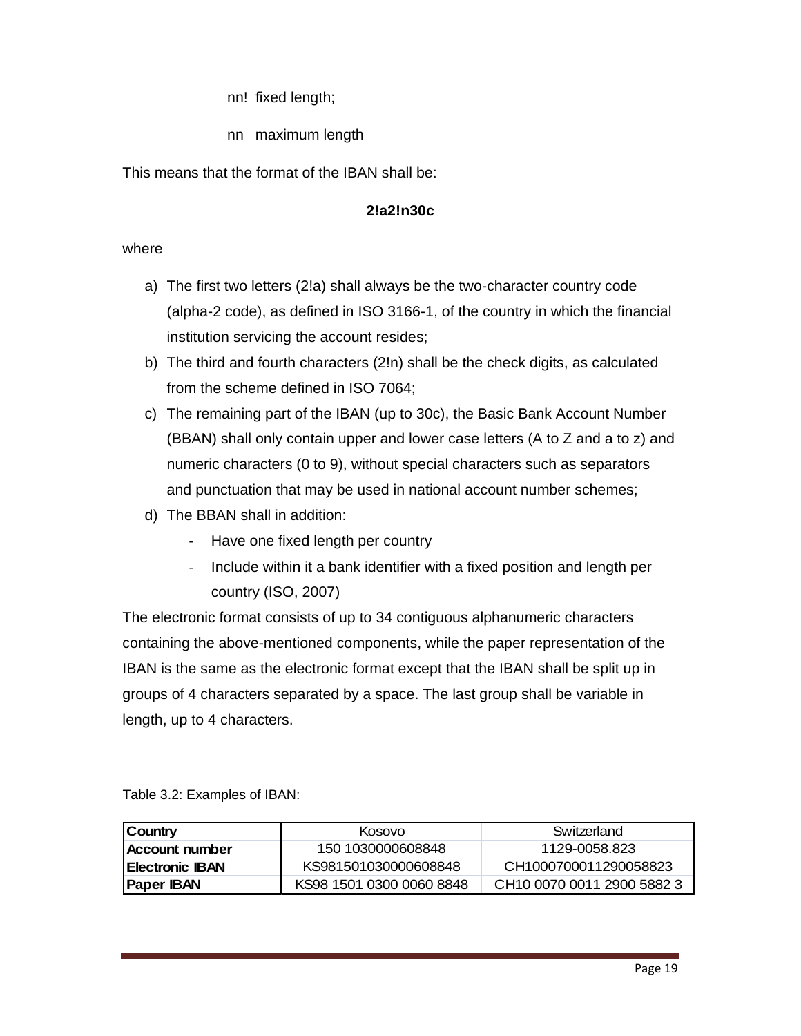nn! fixed length;

nn maximum length

This means that the format of the IBAN shall be:

**2!a2!n30c**

where

a) The first two letters (2!a) shall always be the two-character country code (alpha-2 code), as defined in ISO 3166-1, of the country in which the financial institution servicing the account resides;
b) The third and fourth characters (2!n) shall be the check digits, as calculated from the scheme defined in ISO 7064;
c) The remaining part of the IBAN (up to 30c), the Basic Bank Account Number (BBAN) shall only contain upper and lower case letters (A to Z and a to z) and numeric characters (0 to 9), without special characters such as separators and punctuation that may be used in national account number schemes;
d) The BBAN shall in addition:
   - Have one fixed length per country
   - Include within it a bank identifier with a fixed position and length per country (ISO, 2007)

The electronic format consists of up to 34 contiguous alphanumeric characters containing the above-mentioned components, while the paper representation of the IBAN is the same as the electronic format except that the IBAN shall be split up in groups of 4 characters separated by a space. The last group shall be variable in length, up to 4 characters.

Table 3.2: Examples of IBAN:

| **Country** | Kosovo | Switzerland |
|---|---|---|
| **Account number** | 150 1030000608848 | 1129-0058.823 |
| **Electronic IBAN** | KS981501030000608848 | CH1000700011290058823 |
| **Paper IBAN** | KS98 1501 0300 0060 8848 | CH10 0070 0011 2900 5882 3 |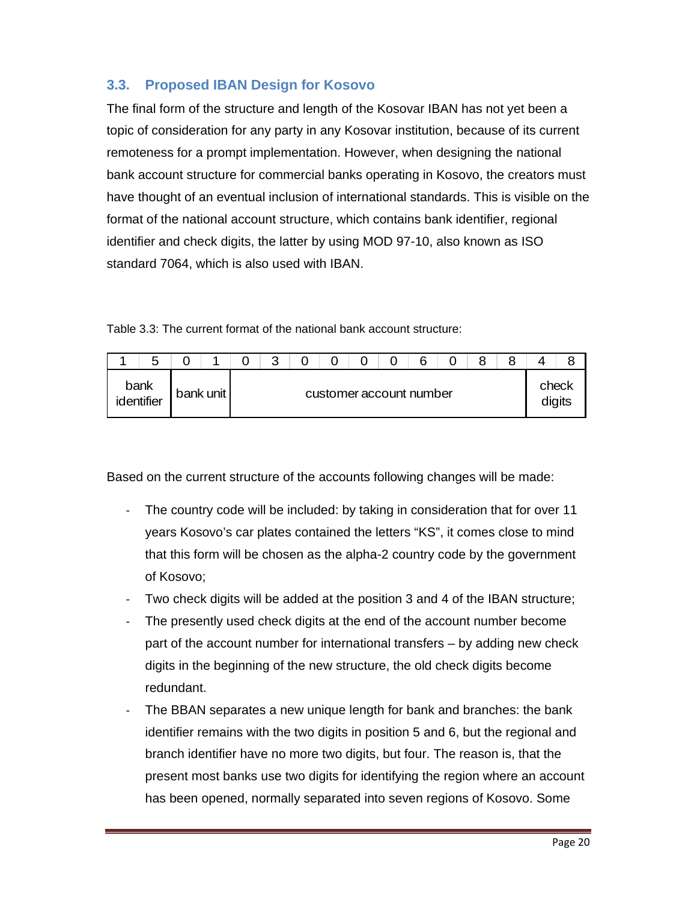### 3.3. Proposed IBAN Design for Kosovo

The final form of the structure and length of the Kosovar IBAN has not yet been a topic of consideration for any party in any Kosovar institution, because of its current remoteness for a prompt implementation. However, when designing the national bank account structure for commercial banks operating in Kosovo, the creators must have thought of an eventual inclusion of international standards. This is visible on the format of the national account structure, which contains bank identifier, regional identifier and check digits, the latter by using MOD 97-10, also known as ISO standard 7064, which is also used with IBAN.

Table 3.3: The current format of the national bank account structure:

| 1 | 5 | 0 | 1 | 0 | 3 | 0 | 0 | 0 | 0 | 6 | 0 | 8 | 8 | 4 | 8 |
|---|---|---|---|---|---|---|---|---|---|---|---|---|---|---|---|
| bank identifier | | bank unit | | customer account number | | | | | | | | | | check digits | |

Based on the current structure of the accounts following changes will be made:

- The country code will be included: by taking in consideration that for over 11 years Kosovo's car plates contained the letters "KS", it comes close to mind that this form will be chosen as the alpha-2 country code by the government of Kosovo;
- Two check digits will be added at the position 3 and 4 of the IBAN structure;
- The presently used check digits at the end of the account number become part of the account number for international transfers – by adding new check digits in the beginning of the new structure, the old check digits become redundant.
- The BBAN separates a new unique length for bank and branches: the bank identifier remains with the two digits in position 5 and 6, but the regional and branch identifier have no more two digits, but four. The reason is, that the present most banks use two digits for identifying the region where an account has been opened, normally separated into seven regions of Kosovo. Some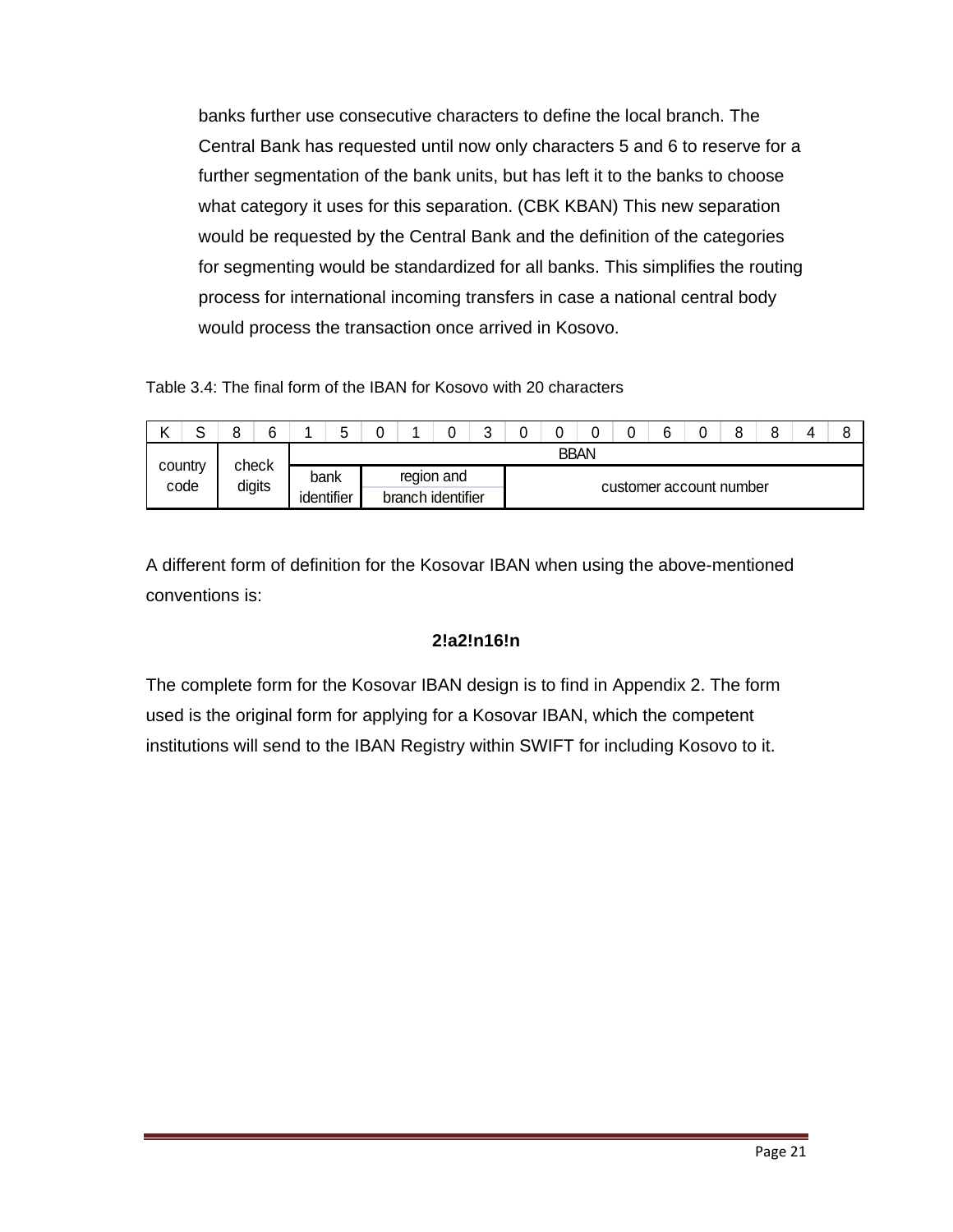banks further use consecutive characters to define the local branch. The Central Bank has requested until now only characters 5 and 6 to reserve for a further segmentation of the bank units, but has left it to the banks to choose what category it uses for this separation. (CBK KBAN) This new separation would be requested by the Central Bank and the definition of the categories for segmenting would be standardized for all banks. This simplifies the routing process for international incoming transfers in case a national central body would process the transaction once arrived in Kosovo.

Table 3.4: The final form of the IBAN for Kosovo with 20 characters

| K | S | 8 | 6 | 1 | 5 | 0 | 1 | 0 | 3 | 0 | 0 | 0 | 0 | 6 | 0 | 8 | 8 | 4 | 8 |
|---|---|---|---|---|---|---|---|---|---|---|---|---|---|---|---|---|---|---|---|
| country code | | check digits | | BBAN | | | | | | | | | | | | | | | |
| | | | | bank identifier | | region and branch identifier | | | | customer account number | | | | | | | | | |

A different form of definition for the Kosovar IBAN when using the above-mentioned conventions is:

**2!a2!n16!n**

The complete form for the Kosovar IBAN design is to find in Appendix 2. The form used is the original form for applying for a Kosovar IBAN, which the competent institutions will send to the IBAN Registry within SWIFT for including Kosovo to it.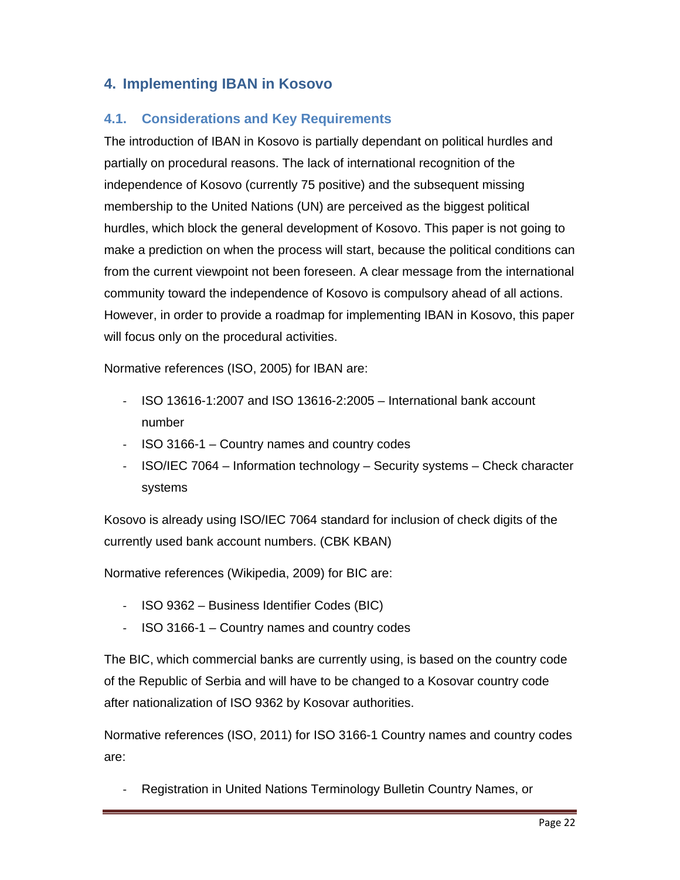## 4. Implementing IBAN in Kosovo

### 4.1. Considerations and Key Requirements

The introduction of IBAN in Kosovo is partially dependant on political hurdles and partially on procedural reasons. The lack of international recognition of the independence of Kosovo (currently 75 positive) and the subsequent missing membership to the United Nations (UN) are perceived as the biggest political hurdles, which block the general development of Kosovo. This paper is not going to make a prediction on when the process will start, because the political conditions can from the current viewpoint not been foreseen. A clear message from the international community toward the independence of Kosovo is compulsory ahead of all actions. However, in order to provide a roadmap for implementing IBAN in Kosovo, this paper will focus only on the procedural activities.

Normative references (ISO, 2005) for IBAN are:

- ISO 13616-1:2007 and ISO 13616-2:2005 – International bank account number
- ISO 3166-1 – Country names and country codes
- ISO/IEC 7064 – Information technology – Security systems – Check character systems

Kosovo is already using ISO/IEC 7064 standard for inclusion of check digits of the currently used bank account numbers. (CBK KBAN)

Normative references (Wikipedia, 2009) for BIC are:

- ISO 9362 – Business Identifier Codes (BIC)
- ISO 3166-1 – Country names and country codes

The BIC, which commercial banks are currently using, is based on the country code of the Republic of Serbia and will have to be changed to a Kosovar country code after nationalization of ISO 9362 by Kosovar authorities.

Normative references (ISO, 2011) for ISO 3166-1 Country names and country codes are:

- Registration in United Nations Terminology Bulletin Country Names, or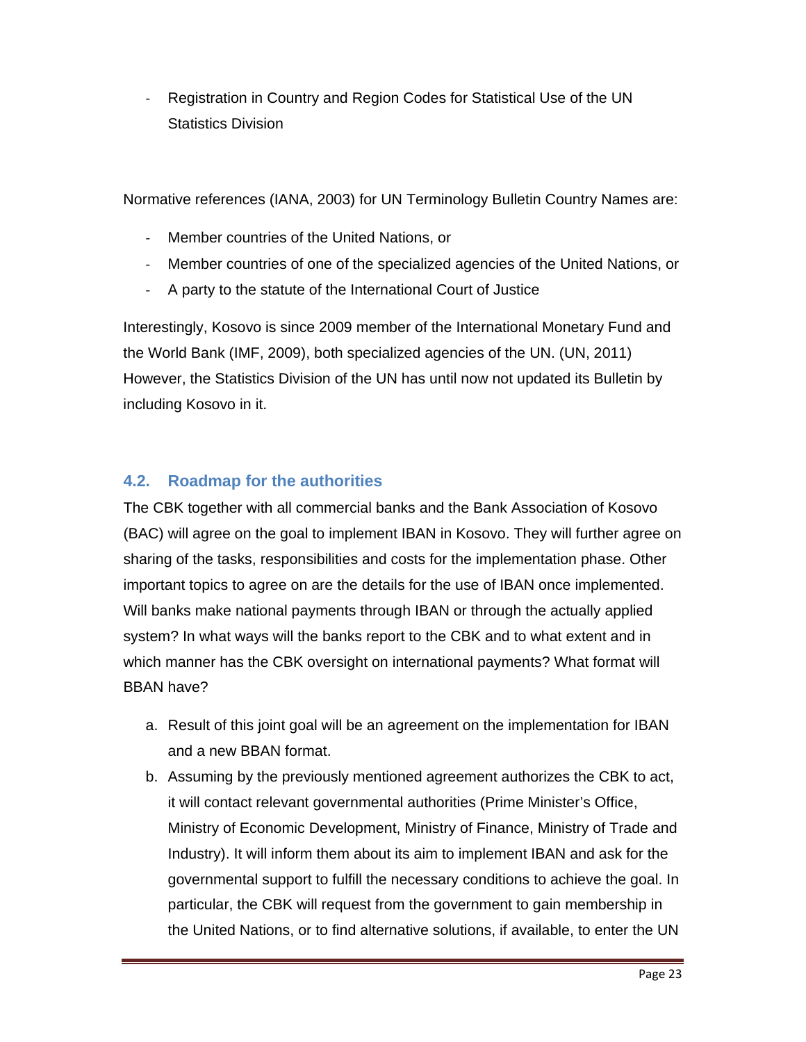- Registration in Country and Region Codes for Statistical Use of the UN Statistics Division

Normative references (IANA, 2003) for UN Terminology Bulletin Country Names are:

- Member countries of the United Nations, or
- Member countries of one of the specialized agencies of the United Nations, or
- A party to the statute of the International Court of Justice

Interestingly, Kosovo is since 2009 member of the International Monetary Fund and the World Bank (IMF, 2009), both specialized agencies of the UN. (UN, 2011) However, the Statistics Division of the UN has until now not updated its Bulletin by including Kosovo in it.

## 4.2. Roadmap for the authorities

The CBK together with all commercial banks and the Bank Association of Kosovo (BAC) will agree on the goal to implement IBAN in Kosovo. They will further agree on sharing of the tasks, responsibilities and costs for the implementation phase. Other important topics to agree on are the details for the use of IBAN once implemented. Will banks make national payments through IBAN or through the actually applied system? In what ways will the banks report to the CBK and to what extent and in which manner has the CBK oversight on international payments? What format will BBAN have?

a. Result of this joint goal will be an agreement on the implementation for IBAN and a new BBAN format.
b. Assuming by the previously mentioned agreement authorizes the CBK to act, it will contact relevant governmental authorities (Prime Minister's Office, Ministry of Economic Development, Ministry of Finance, Ministry of Trade and Industry). It will inform them about its aim to implement IBAN and ask for the governmental support to fulfill the necessary conditions to achieve the goal. In particular, the CBK will request from the government to gain membership in the United Nations, or to find alternative solutions, if available, to enter the UN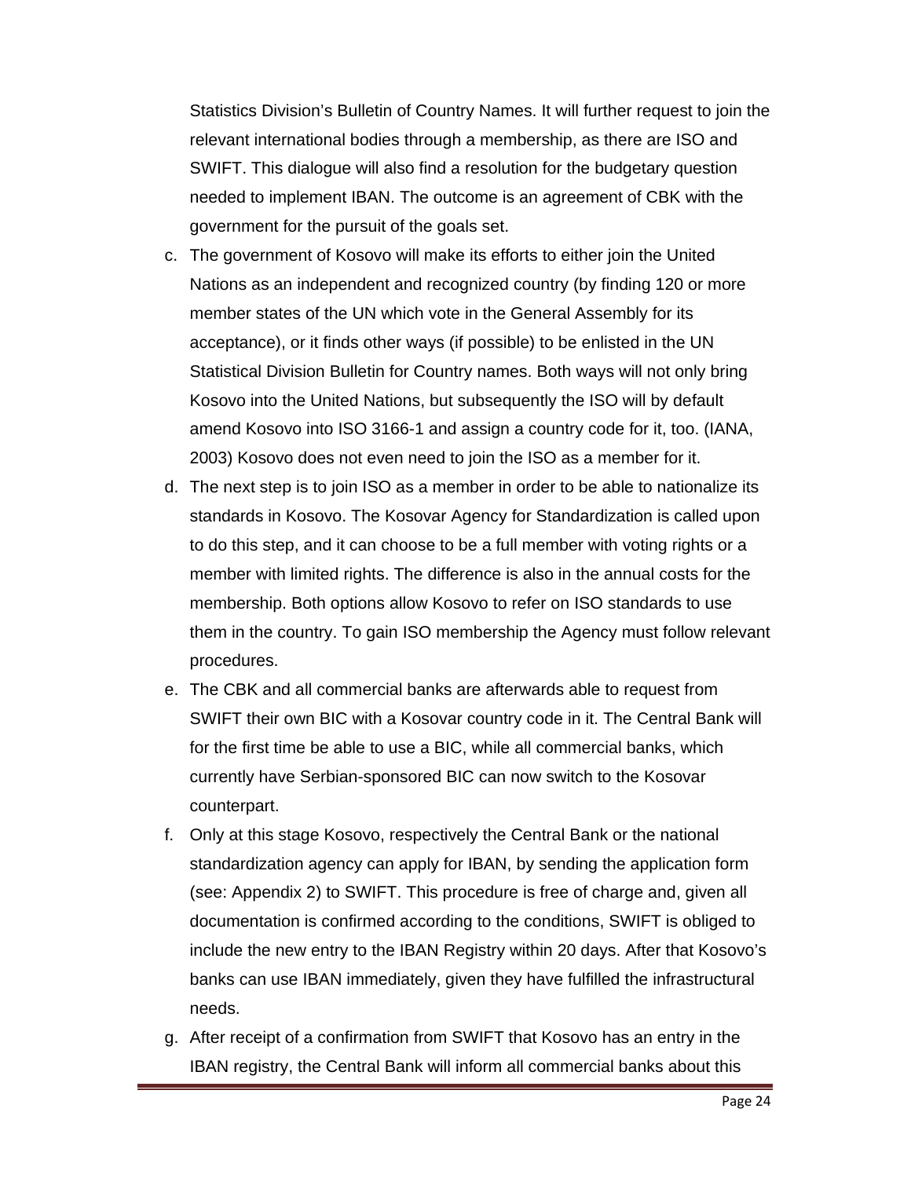Statistics Division's Bulletin of Country Names. It will further request to join the relevant international bodies through a membership, as there are ISO and SWIFT. This dialogue will also find a resolution for the budgetary question needed to implement IBAN. The outcome is an agreement of CBK with the government for the pursuit of the goals set.

c. The government of Kosovo will make its efforts to either join the United Nations as an independent and recognized country (by finding 120 or more member states of the UN which vote in the General Assembly for its acceptance), or it finds other ways (if possible) to be enlisted in the UN Statistical Division Bulletin for Country names. Both ways will not only bring Kosovo into the United Nations, but subsequently the ISO will by default amend Kosovo into ISO 3166-1 and assign a country code for it, too. (IANA, 2003) Kosovo does not even need to join the ISO as a member for it.
d. The next step is to join ISO as a member in order to be able to nationalize its standards in Kosovo. The Kosovar Agency for Standardization is called upon to do this step, and it can choose to be a full member with voting rights or a member with limited rights. The difference is also in the annual costs for the membership. Both options allow Kosovo to refer on ISO standards to use them in the country. To gain ISO membership the Agency must follow relevant procedures.
e. The CBK and all commercial banks are afterwards able to request from SWIFT their own BIC with a Kosovar country code in it. The Central Bank will for the first time be able to use a BIC, while all commercial banks, which currently have Serbian-sponsored BIC can now switch to the Kosovar counterpart.
f. Only at this stage Kosovo, respectively the Central Bank or the national standardization agency can apply for IBAN, by sending the application form (see: Appendix 2) to SWIFT. This procedure is free of charge and, given all documentation is confirmed according to the conditions, SWIFT is obliged to include the new entry to the IBAN Registry within 20 days. After that Kosovo's banks can use IBAN immediately, given they have fulfilled the infrastructural needs.
g. After receipt of a confirmation from SWIFT that Kosovo has an entry in the IBAN registry, the Central Bank will inform all commercial banks about this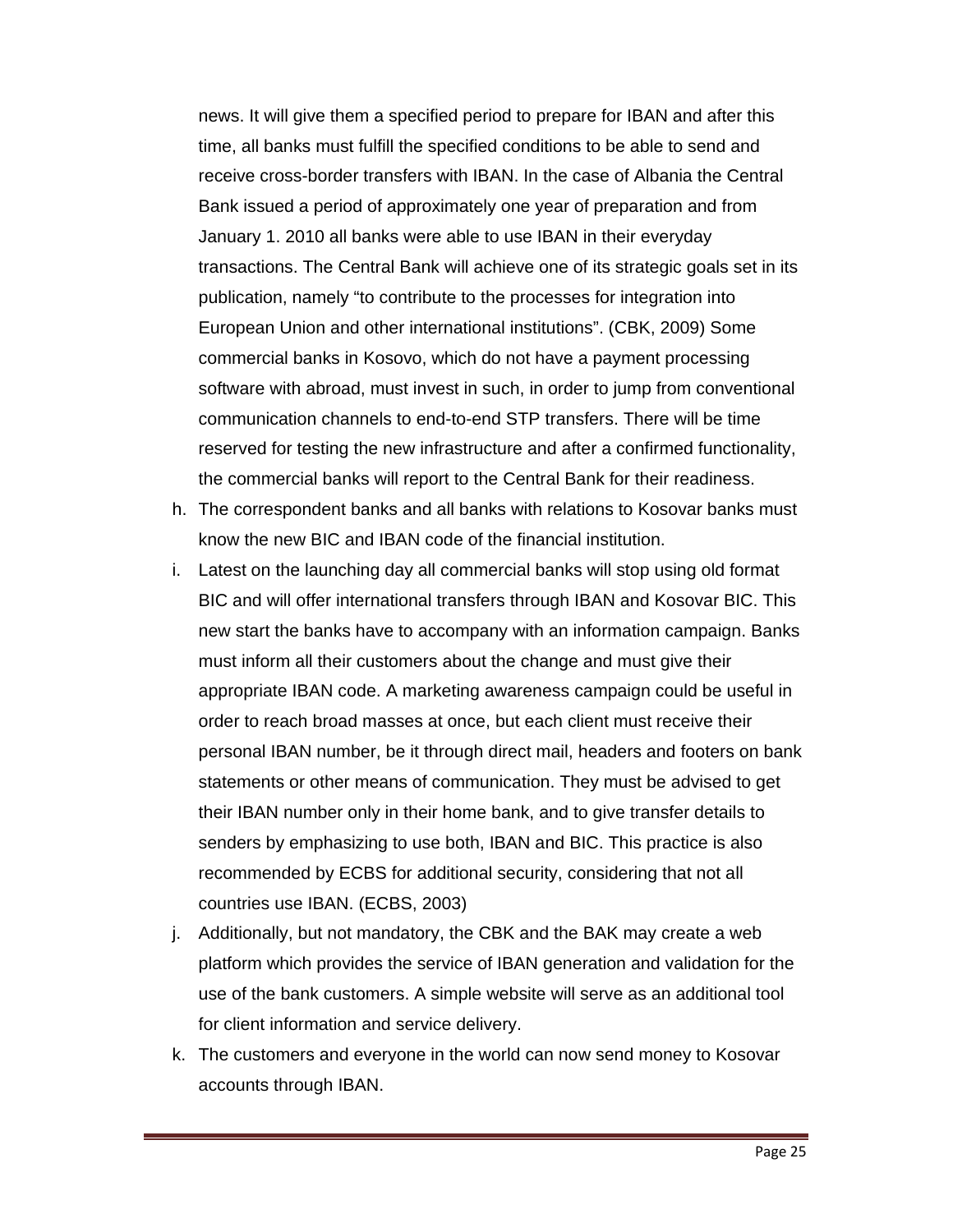news. It will give them a specified period to prepare for IBAN and after this time, all banks must fulfill the specified conditions to be able to send and receive cross-border transfers with IBAN. In the case of Albania the Central Bank issued a period of approximately one year of preparation and from January 1. 2010 all banks were able to use IBAN in their everyday transactions. The Central Bank will achieve one of its strategic goals set in its publication, namely "to contribute to the processes for integration into European Union and other international institutions". (CBK, 2009) Some commercial banks in Kosovo, which do not have a payment processing software with abroad, must invest in such, in order to jump from conventional communication channels to end-to-end STP transfers. There will be time reserved for testing the new infrastructure and after a confirmed functionality, the commercial banks will report to the Central Bank for their readiness.

h. The correspondent banks and all banks with relations to Kosovar banks must know the new BIC and IBAN code of the financial institution.
i. Latest on the launching day all commercial banks will stop using old format BIC and will offer international transfers through IBAN and Kosovar BIC. This new start the banks have to accompany with an information campaign. Banks must inform all their customers about the change and must give their appropriate IBAN code. A marketing awareness campaign could be useful in order to reach broad masses at once, but each client must receive their personal IBAN number, be it through direct mail, headers and footers on bank statements or other means of communication. They must be advised to get their IBAN number only in their home bank, and to give transfer details to senders by emphasizing to use both, IBAN and BIC. This practice is also recommended by ECBS for additional security, considering that not all countries use IBAN. (ECBS, 2003)
j. Additionally, but not mandatory, the CBK and the BAK may create a web platform which provides the service of IBAN generation and validation for the use of the bank customers. A simple website will serve as an additional tool for client information and service delivery.
k. The customers and everyone in the world can now send money to Kosovar accounts through IBAN.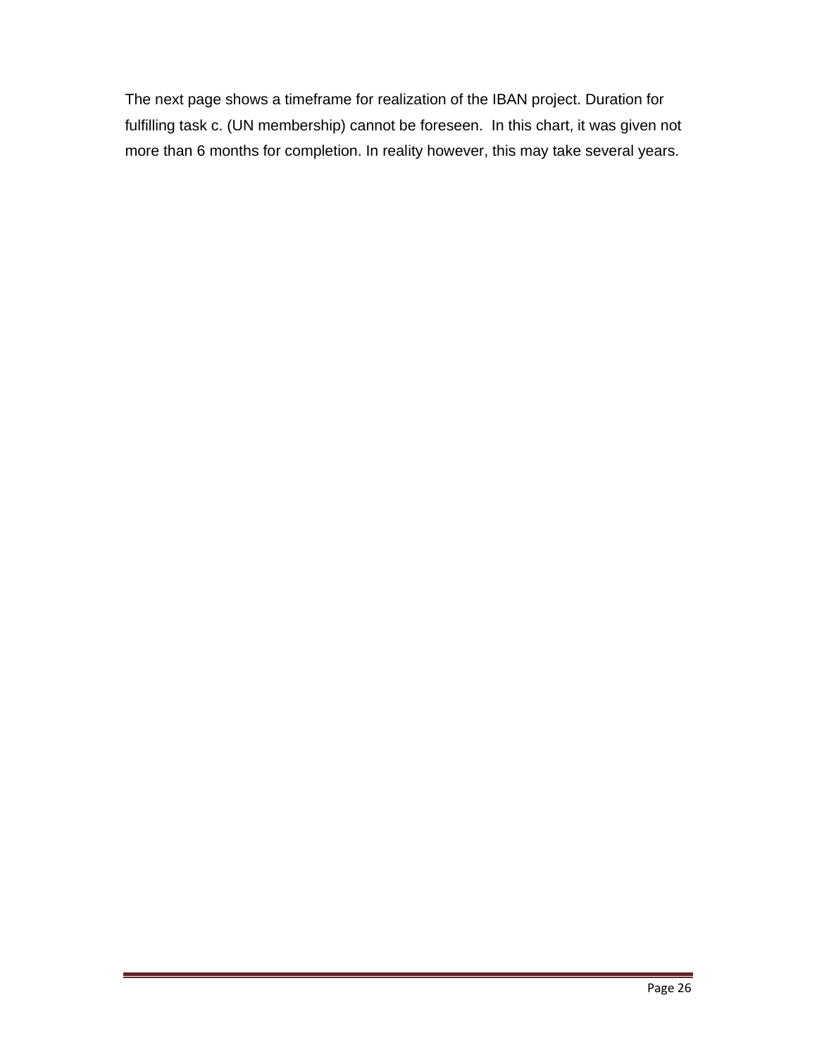The next page shows a timeframe for realization of the IBAN project. Duration for fulfilling task c. (UN membership) cannot be foreseen.  In this chart, it was given not more than 6 months for completion. In reality however, this may take several years.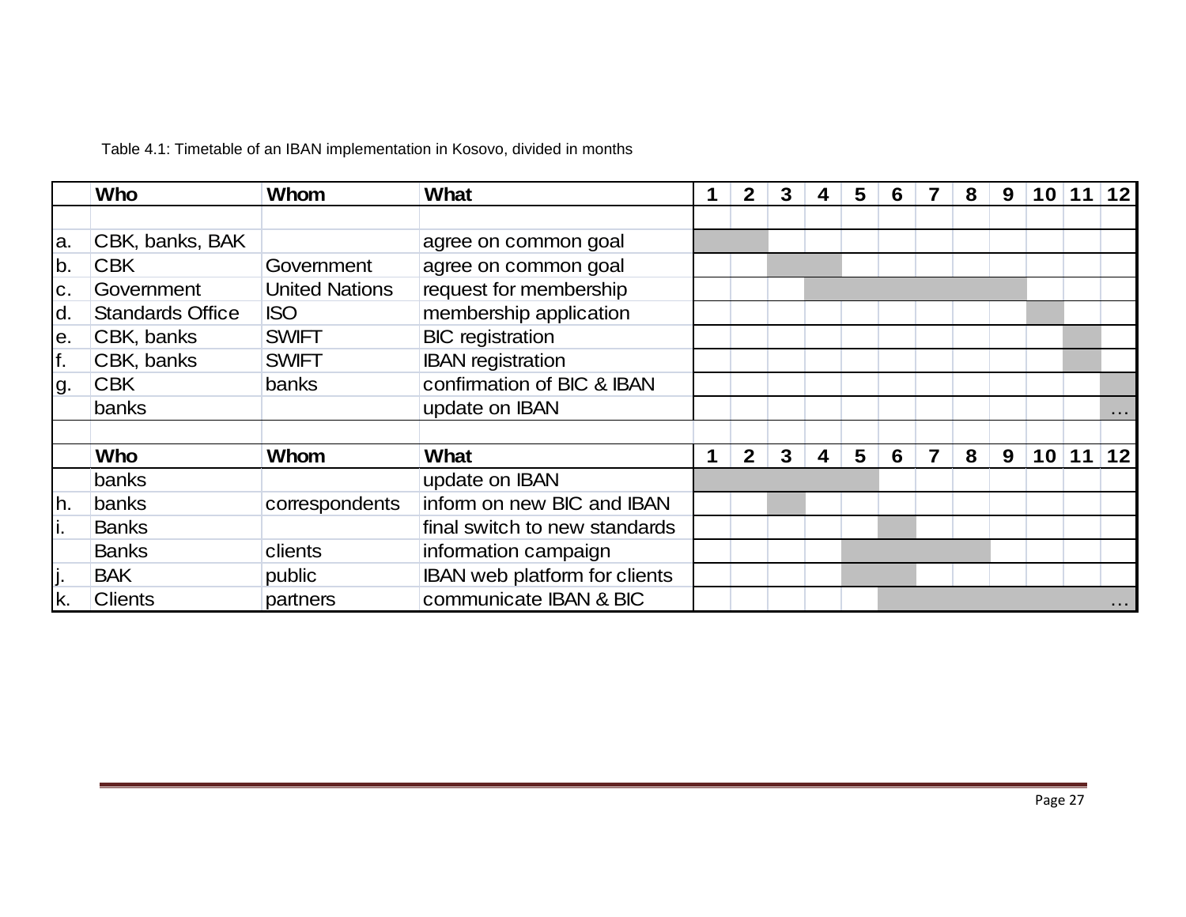Table 4.1: Timetable of an IBAN implementation in Kosovo, divided in months

Shaded cells in the timetable are marked with X.

| | Who | Whom | What | 1 | 2 | 3 | 4 | 5 | 6 | 7 | 8 | 9 | 10 | 11 | 12 |
|---|---|---|---|---|---|---|---|---|---|---|---|---|---|---|---|
| | | | | | | | | | | | | | | | |
| a. | CBK, banks, BAK | | agree on common goal | X | X | | | | | | | | | | |
| b. | CBK | Government | agree on common goal | | | X | X | | | | | | | | |
| c. | Government | United Nations | request for membership | | | | X | X | X | X | X | X | | | |
| d. | Standards Office | ISO | membership application | | | | | | | | | | X | | |
| e. | CBK, banks | SWIFT | BIC registration | | | | | | | | | | | X | |
| f. | CBK, banks | SWIFT | IBAN registration | | | | | | | | | | | X | |
| g. | CBK | banks | confirmation of BIC & IBAN | | | | | | | | | | | | X |
| | banks | | update on IBAN | | | | | | | | | | | | … |
| | | | | | | | | | | | | | | | |
| | **Who** | **Whom** | **What** | **1** | **2** | **3** | **4** | **5** | **6** | **7** | **8** | **9** | **10** | **11** | **12** |
| | banks | | update on IBAN | X | X | X | X | X | | | | | | | |
| h. | banks | correspondents | inform on new BIC and IBAN | | | X | | | | | | | | | |
| i. | Banks | | final switch to new standards | | | | | | X | | | | | | |
| | Banks | clients | information campaign | | | | | X | X | X | X | | | | |
| j. | BAK | public | IBAN web platform for clients | | | | | X | X | | | | | | |
| k. | Clients | partners | communicate IBAN & BIC | | | | | | X | X | X | X | X | X | X … |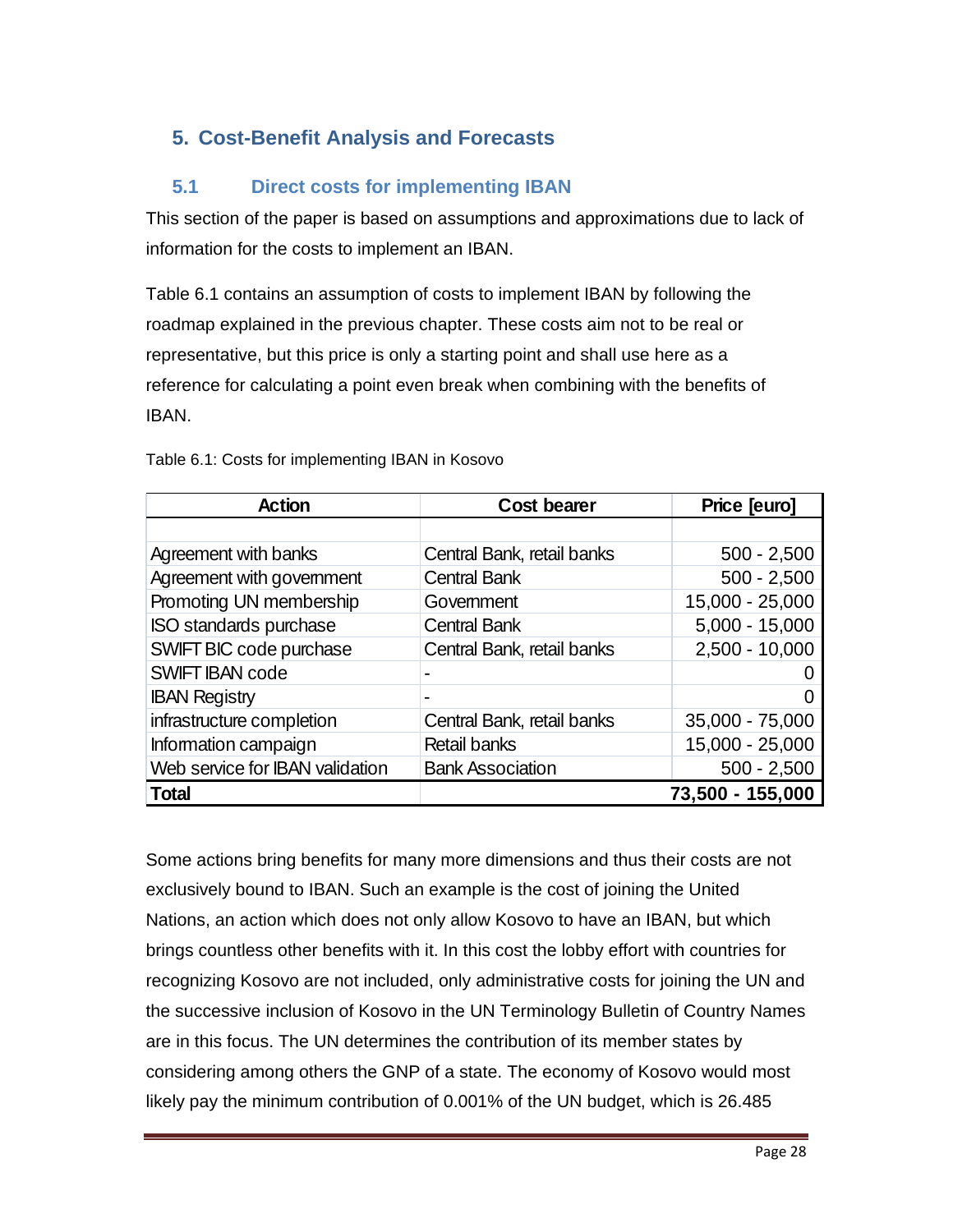## 5. Cost-Benefit Analysis and Forecasts

### 5.1 Direct costs for implementing IBAN

This section of the paper is based on assumptions and approximations due to lack of information for the costs to implement an IBAN.

Table 6.1 contains an assumption of costs to implement IBAN by following the roadmap explained in the previous chapter. These costs aim not to be real or representative, but this price is only a starting point and shall use here as a reference for calculating a point even break when combining with the benefits of IBAN.

Table 6.1: Costs for implementing IBAN in Kosovo

| Action | Cost bearer | Price [euro] |
|---|---|---|
| | | |
| Agreement with banks | Central Bank, retail banks | 500 - 2,500 |
| Agreement with government | Central Bank | 500 - 2,500 |
| Promoting UN membership | Government | 15,000 - 25,000 |
| ISO standards purchase | Central Bank | 5,000 - 15,000 |
| SWIFT BIC code purchase | Central Bank, retail banks | 2,500 - 10,000 |
| SWIFT IBAN code | - | 0 |
| IBAN Registry | - | 0 |
| infrastructure completion | Central Bank, retail banks | 35,000 - 75,000 |
| Information campaign | Retail banks | 15,000 - 25,000 |
| Web service for IBAN validation | Bank Association | 500 - 2,500 |
| **Total** | | **73,500 - 155,000** |

Some actions bring benefits for many more dimensions and thus their costs are not exclusively bound to IBAN. Such an example is the cost of joining the United Nations, an action which does not only allow Kosovo to have an IBAN, but which brings countless other benefits with it. In this cost the lobby effort with countries for recognizing Kosovo are not included, only administrative costs for joining the UN and the successive inclusion of Kosovo in the UN Terminology Bulletin of Country Names are in this focus. The UN determines the contribution of its member states by considering among others the GNP of a state. The economy of Kosovo would most likely pay the minimum contribution of 0.001% of the UN budget, which is 26.485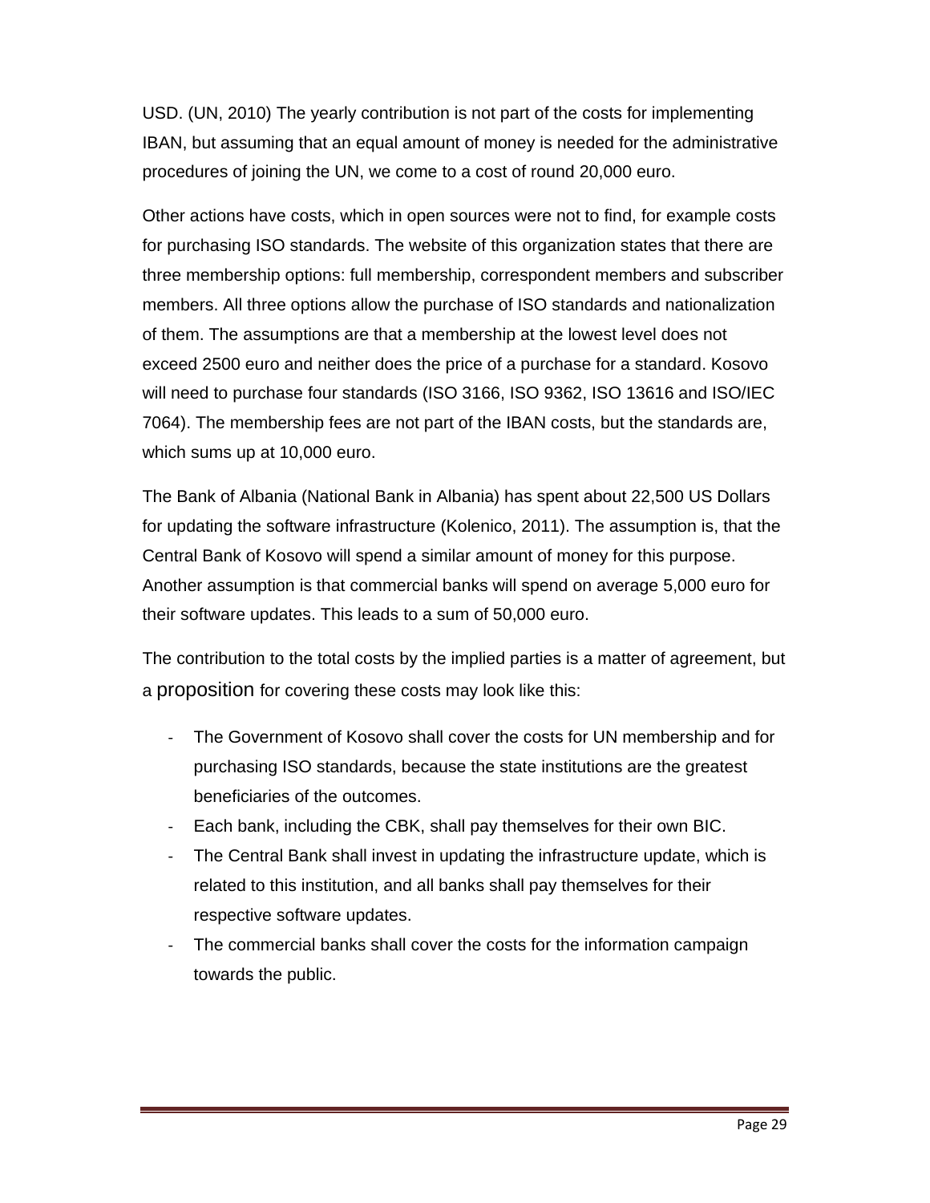USD. (UN, 2010) The yearly contribution is not part of the costs for implementing IBAN, but assuming that an equal amount of money is needed for the administrative procedures of joining the UN, we come to a cost of round 20,000 euro.

Other actions have costs, which in open sources were not to find, for example costs for purchasing ISO standards. The website of this organization states that there are three membership options: full membership, correspondent members and subscriber members. All three options allow the purchase of ISO standards and nationalization of them. The assumptions are that a membership at the lowest level does not exceed 2500 euro and neither does the price of a purchase for a standard. Kosovo will need to purchase four standards (ISO 3166, ISO 9362, ISO 13616 and ISO/IEC 7064). The membership fees are not part of the IBAN costs, but the standards are, which sums up at 10,000 euro.

The Bank of Albania (National Bank in Albania) has spent about 22,500 US Dollars for updating the software infrastructure (Kolenico, 2011). The assumption is, that the Central Bank of Kosovo will spend a similar amount of money for this purpose. Another assumption is that commercial banks will spend on average 5,000 euro for their software updates. This leads to a sum of 50,000 euro.

The contribution to the total costs by the implied parties is a matter of agreement, but a proposition for covering these costs may look like this:

- The Government of Kosovo shall cover the costs for UN membership and for purchasing ISO standards, because the state institutions are the greatest beneficiaries of the outcomes.
- Each bank, including the CBK, shall pay themselves for their own BIC.
- The Central Bank shall invest in updating the infrastructure update, which is related to this institution, and all banks shall pay themselves for their respective software updates.
- The commercial banks shall cover the costs for the information campaign towards the public.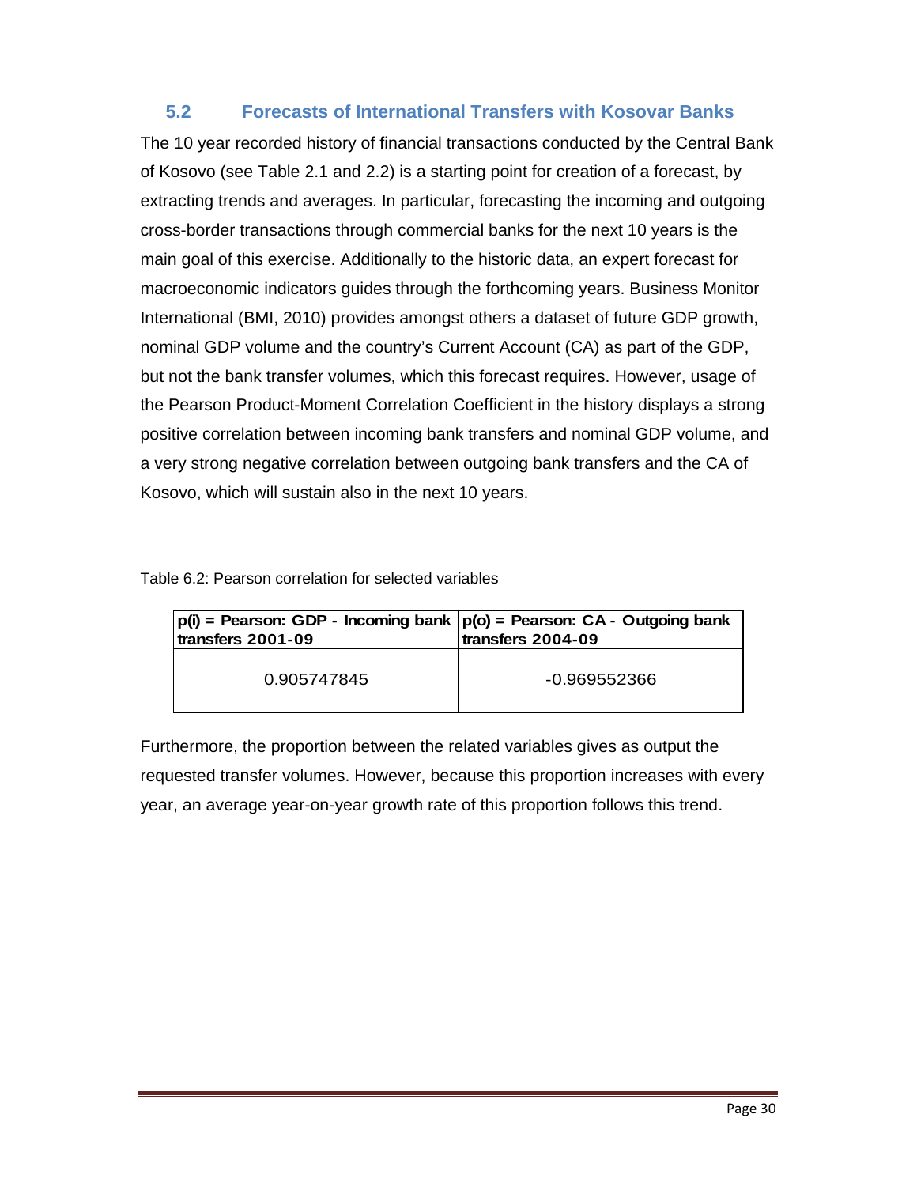## 5.2 Forecasts of International Transfers with Kosovar Banks

The 10 year recorded history of financial transactions conducted by the Central Bank of Kosovo (see Table 2.1 and 2.2) is a starting point for creation of a forecast, by extracting trends and averages. In particular, forecasting the incoming and outgoing cross-border transactions through commercial banks for the next 10 years is the main goal of this exercise. Additionally to the historic data, an expert forecast for macroeconomic indicators guides through the forthcoming years. Business Monitor International (BMI, 2010) provides amongst others a dataset of future GDP growth, nominal GDP volume and the country's Current Account (CA) as part of the GDP, but not the bank transfer volumes, which this forecast requires. However, usage of the Pearson Product-Moment Correlation Coefficient in the history displays a strong positive correlation between incoming bank transfers and nominal GDP volume, and a very strong negative correlation between outgoing bank transfers and the CA of Kosovo, which will sustain also in the next 10 years.

Table 6.2: Pearson correlation for selected variables

| p(i) = Pearson: GDP - Incoming bank transfers 2001-09 | p(o) = Pearson: CA - Outgoing bank transfers 2004-09 |
|---|---|
| 0.905747845 | -0.969552366 |

Furthermore, the proportion between the related variables gives as output the requested transfer volumes. However, because this proportion increases with every year, an average year-on-year growth rate of this proportion follows this trend.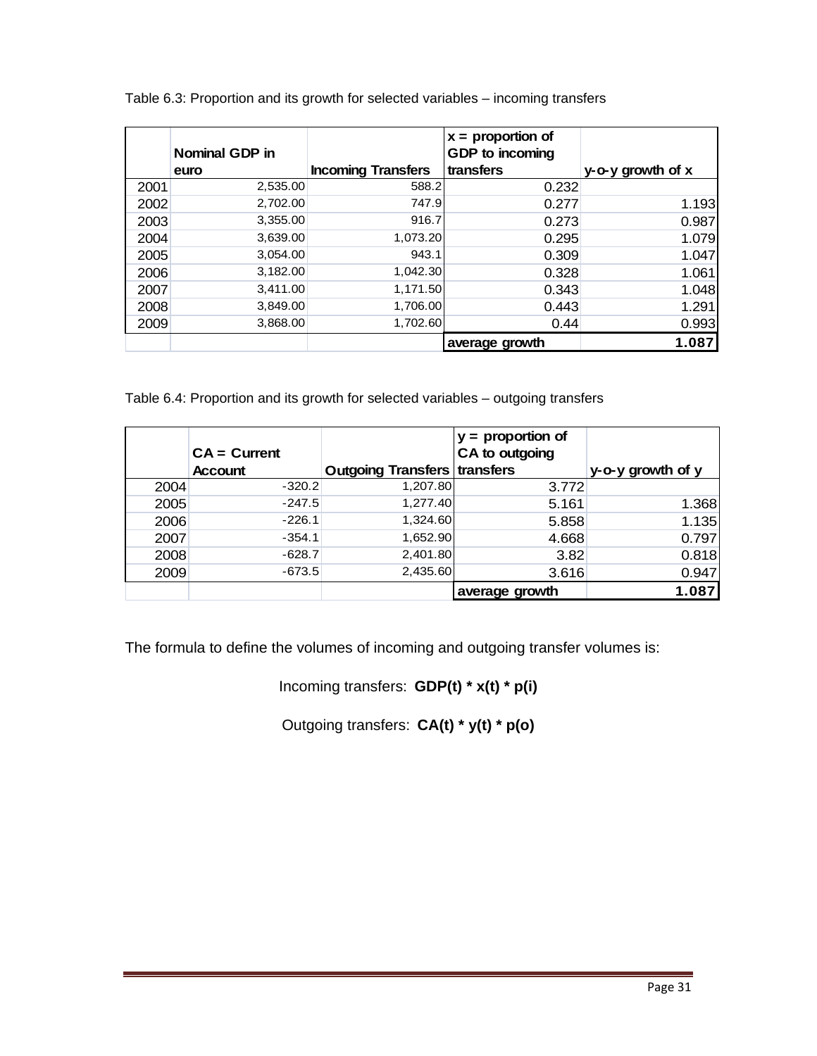Table 6.3: Proportion and its growth for selected variables – incoming transfers

| | Nominal GDP in euro | Incoming Transfers | x = proportion of GDP to incoming transfers | y-o-y growth of x |
|---|---|---|---|---|
| 2001 | 2,535.00 | 588.2 | 0.232 | |
| 2002 | 2,702.00 | 747.9 | 0.277 | 1.193 |
| 2003 | 3,355.00 | 916.7 | 0.273 | 0.987 |
| 2004 | 3,639.00 | 1,073.20 | 0.295 | 1.079 |
| 2005 | 3,054.00 | 943.1 | 0.309 | 1.047 |
| 2006 | 3,182.00 | 1,042.30 | 0.328 | 1.061 |
| 2007 | 3,411.00 | 1,171.50 | 0.343 | 1.048 |
| 2008 | 3,849.00 | 1,706.00 | 0.443 | 1.291 |
| 2009 | 3,868.00 | 1,702.60 | 0.44 | 0.993 |
| | | | **average growth** | **1.087** |

Table 6.4: Proportion and its growth for selected variables – outgoing transfers

| | CA = Current Account | Outgoing Transfers | y = proportion of CA to outgoing transfers | y-o-y growth of y |
|---|---|---|---|---|
| 2004 | -320.2 | 1,207.80 | 3.772 | |
| 2005 | -247.5 | 1,277.40 | 5.161 | 1.368 |
| 2006 | -226.1 | 1,324.60 | 5.858 | 1.135 |
| 2007 | -354.1 | 1,652.90 | 4.668 | 0.797 |
| 2008 | -628.7 | 2,401.80 | 3.82 | 0.818 |
| 2009 | -673.5 | 2,435.60 | 3.616 | 0.947 |
| | | | **average growth** | **1.087** |

The formula to define the volumes of incoming and outgoing transfer volumes is:

Incoming transfers: **GDP(t) * x(t) * p(i)**

Outgoing transfers: **CA(t) * y(t) * p(o)**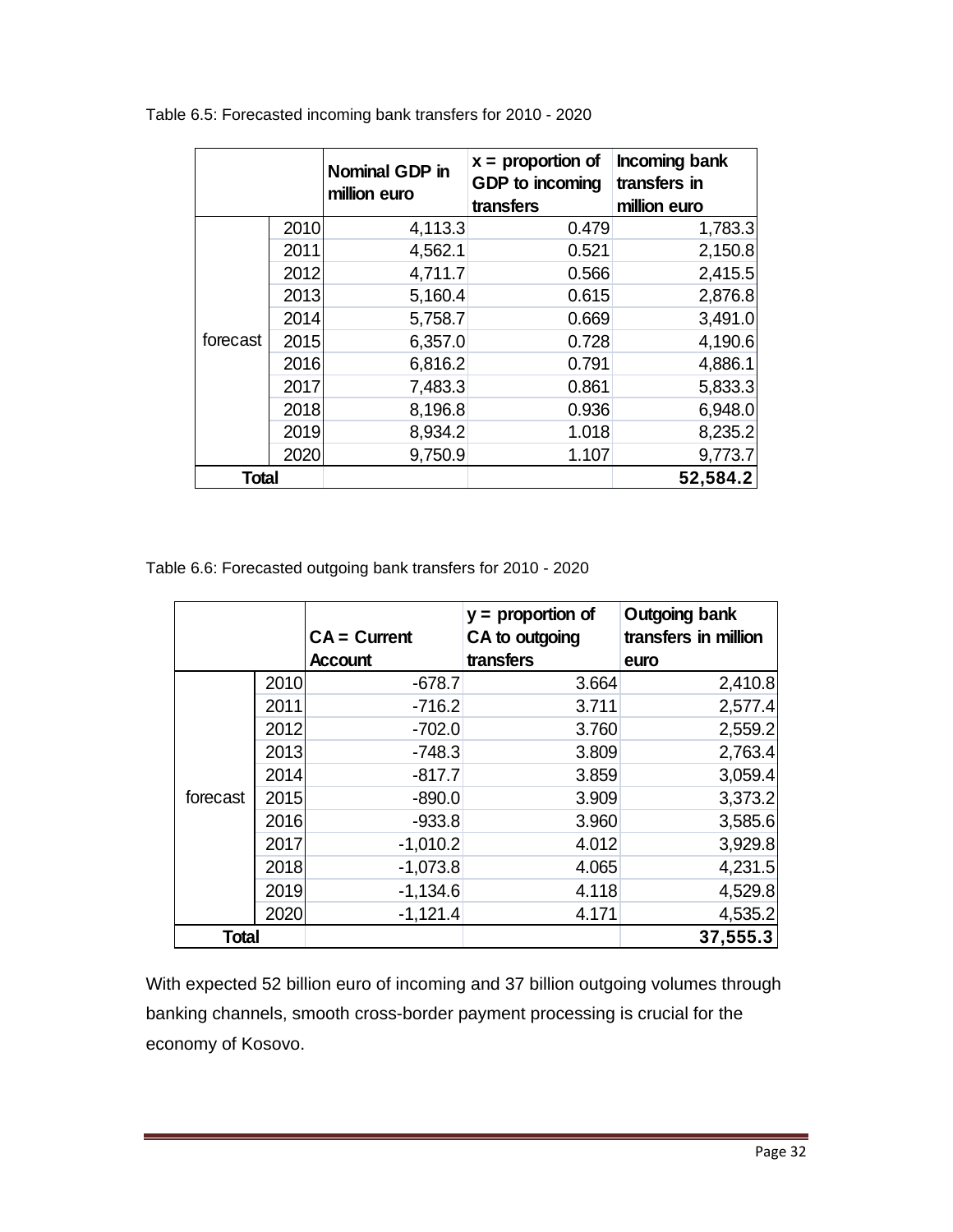Table 6.5: Forecasted incoming bank transfers for 2010 - 2020

| | | Nominal GDP in million euro | x = proportion of GDP to incoming transfers | Incoming bank transfers in million euro |
|---|---|---|---|---|
| forecast | 2010 | 4,113.3 | 0.479 | 1,783.3 |
| | 2011 | 4,562.1 | 0.521 | 2,150.8 |
| | 2012 | 4,711.7 | 0.566 | 2,415.5 |
| | 2013 | 5,160.4 | 0.615 | 2,876.8 |
| | 2014 | 5,758.7 | 0.669 | 3,491.0 |
| | 2015 | 6,357.0 | 0.728 | 4,190.6 |
| | 2016 | 6,816.2 | 0.791 | 4,886.1 |
| | 2017 | 7,483.3 | 0.861 | 5,833.3 |
| | 2018 | 8,196.8 | 0.936 | 6,948.0 |
| | 2019 | 8,934.2 | 1.018 | 8,235.2 |
| | 2020 | 9,750.9 | 1.107 | 9,773.7 |
| **Total** | | | | **52,584.2** |

Table 6.6: Forecasted outgoing bank transfers for 2010 - 2020

| | | CA = Current Account | y = proportion of CA to outgoing transfers | Outgoing bank transfers in million euro |
|---|---|---|---|---|
| forecast | 2010 | -678.7 | 3.664 | 2,410.8 |
| | 2011 | -716.2 | 3.711 | 2,577.4 |
| | 2012 | -702.0 | 3.760 | 2,559.2 |
| | 2013 | -748.3 | 3.809 | 2,763.4 |
| | 2014 | -817.7 | 3.859 | 3,059.4 |
| | 2015 | -890.0 | 3.909 | 3,373.2 |
| | 2016 | -933.8 | 3.960 | 3,585.6 |
| | 2017 | -1,010.2 | 4.012 | 3,929.8 |
| | 2018 | -1,073.8 | 4.065 | 4,231.5 |
| | 2019 | -1,134.6 | 4.118 | 4,529.8 |
| | 2020 | -1,121.4 | 4.171 | 4,535.2 |
| **Total** | | | | **37,555.3** |

With expected 52 billion euro of incoming and 37 billion outgoing volumes through banking channels, smooth cross-border payment processing is crucial for the economy of Kosovo.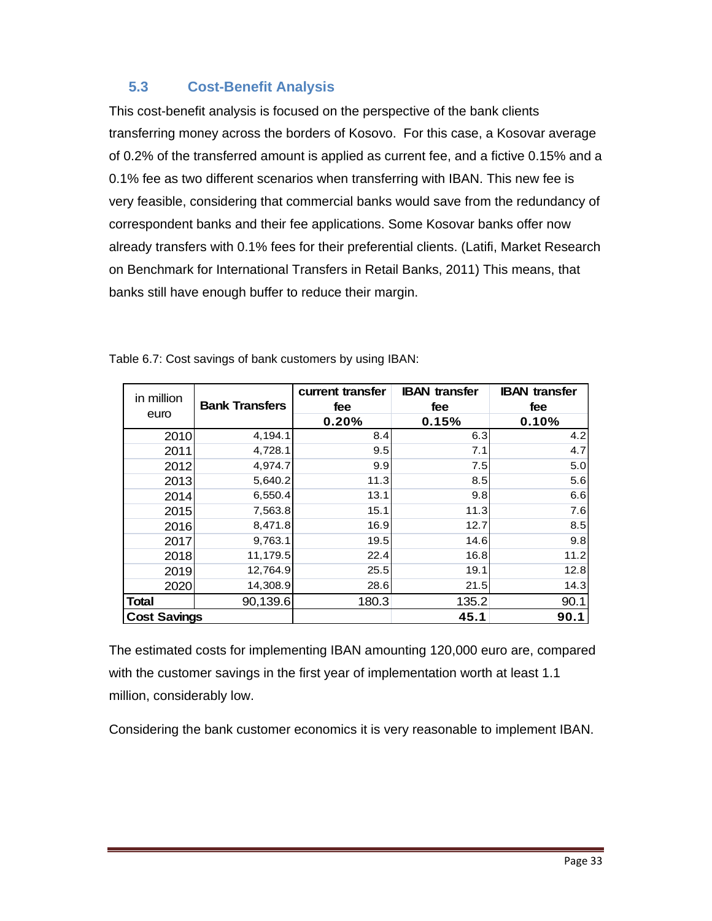## 5.3 Cost-Benefit Analysis

This cost-benefit analysis is focused on the perspective of the bank clients transferring money across the borders of Kosovo. For this case, a Kosovar average of 0.2% of the transferred amount is applied as current fee, and a fictive 0.15% and a 0.1% fee as two different scenarios when transferring with IBAN. This new fee is very feasible, considering that commercial banks would save from the redundancy of correspondent banks and their fee applications. Some Kosovar banks offer now already transfers with 0.1% fees for their preferential clients. (Latifi, Market Research on Benchmark for International Transfers in Retail Banks, 2011) This means, that banks still have enough buffer to reduce their margin.

Table 6.7: Cost savings of bank customers by using IBAN:

| in million euro | Bank Transfers | current transfer fee 0.20% | IBAN transfer fee 0.15% | IBAN transfer fee 0.10% |
|---|---|---|---|---|
| 2010 | 4,194.1 | 8.4 | 6.3 | 4.2 |
| 2011 | 4,728.1 | 9.5 | 7.1 | 4.7 |
| 2012 | 4,974.7 | 9.9 | 7.5 | 5.0 |
| 2013 | 5,640.2 | 11.3 | 8.5 | 5.6 |
| 2014 | 6,550.4 | 13.1 | 9.8 | 6.6 |
| 2015 | 7,563.8 | 15.1 | 11.3 | 7.6 |
| 2016 | 8,471.8 | 16.9 | 12.7 | 8.5 |
| 2017 | 9,763.1 | 19.5 | 14.6 | 9.8 |
| 2018 | 11,179.5 | 22.4 | 16.8 | 11.2 |
| 2019 | 12,764.9 | 25.5 | 19.1 | 12.8 |
| 2020 | 14,308.9 | 28.6 | 21.5 | 14.3 |
| **Total** | 90,139.6 | 180.3 | 135.2 | 90.1 |
| **Cost Savings** | | | **45.1** | **90.1** |

The estimated costs for implementing IBAN amounting 120,000 euro are, compared with the customer savings in the first year of implementation worth at least 1.1 million, considerably low.

Considering the bank customer economics it is very reasonable to implement IBAN.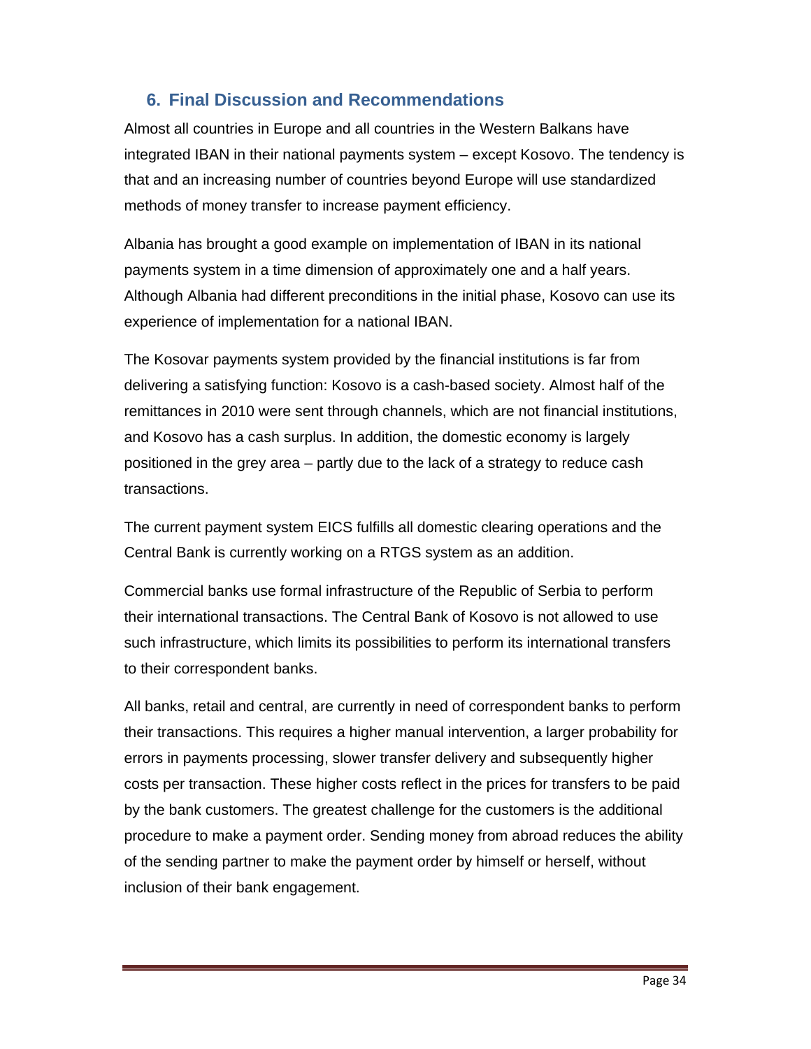## 6. Final Discussion and Recommendations

Almost all countries in Europe and all countries in the Western Balkans have integrated IBAN in their national payments system – except Kosovo. The tendency is that and an increasing number of countries beyond Europe will use standardized methods of money transfer to increase payment efficiency.

Albania has brought a good example on implementation of IBAN in its national payments system in a time dimension of approximately one and a half years. Although Albania had different preconditions in the initial phase, Kosovo can use its experience of implementation for a national IBAN.

The Kosovar payments system provided by the financial institutions is far from delivering a satisfying function: Kosovo is a cash-based society. Almost half of the remittances in 2010 were sent through channels, which are not financial institutions, and Kosovo has a cash surplus. In addition, the domestic economy is largely positioned in the grey area – partly due to the lack of a strategy to reduce cash transactions.

The current payment system EICS fulfills all domestic clearing operations and the Central Bank is currently working on a RTGS system as an addition.

Commercial banks use formal infrastructure of the Republic of Serbia to perform their international transactions. The Central Bank of Kosovo is not allowed to use such infrastructure, which limits its possibilities to perform its international transfers to their correspondent banks.

All banks, retail and central, are currently in need of correspondent banks to perform their transactions. This requires a higher manual intervention, a larger probability for errors in payments processing, slower transfer delivery and subsequently higher costs per transaction. These higher costs reflect in the prices for transfers to be paid by the bank customers. The greatest challenge for the customers is the additional procedure to make a payment order. Sending money from abroad reduces the ability of the sending partner to make the payment order by himself or herself, without inclusion of their bank engagement.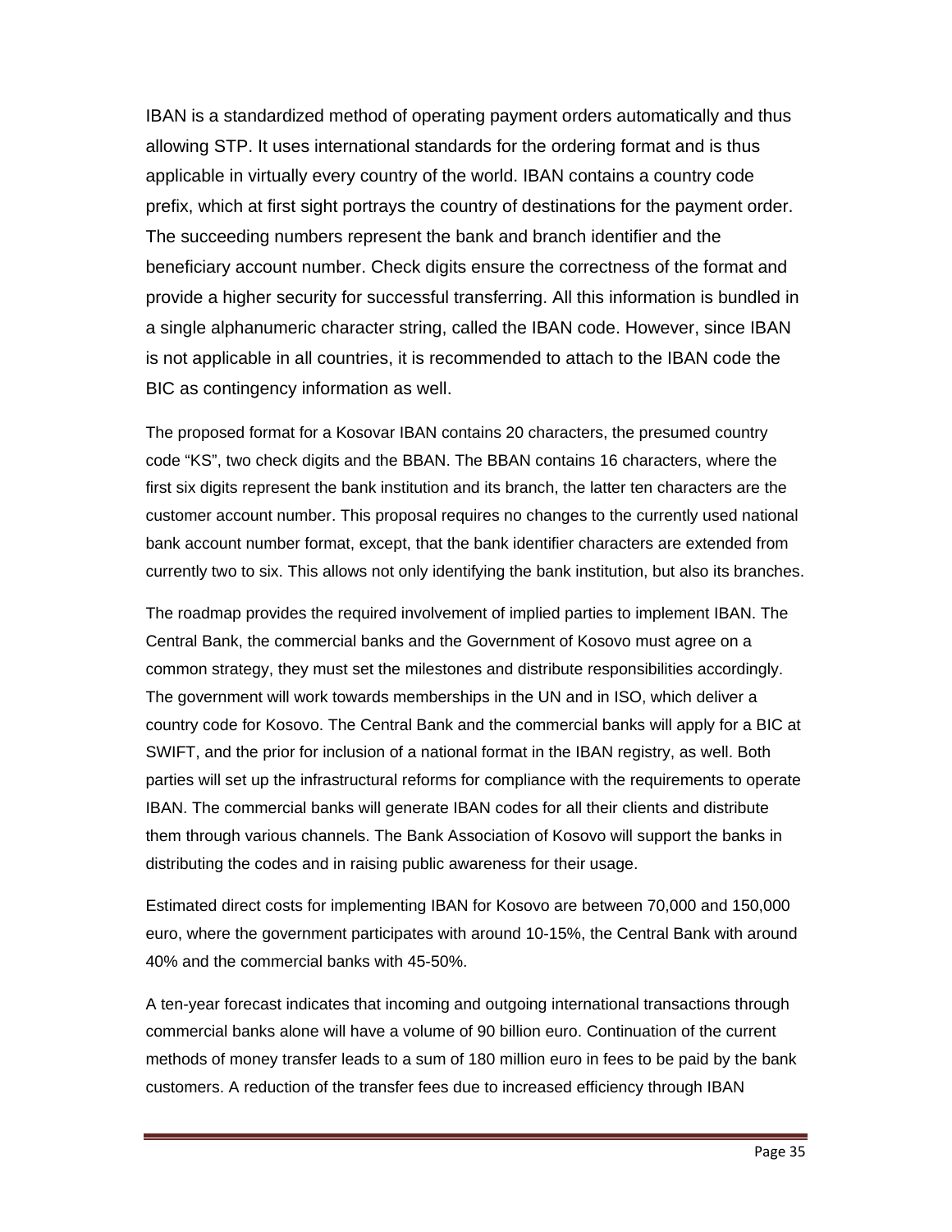IBAN is a standardized method of operating payment orders automatically and thus allowing STP. It uses international standards for the ordering format and is thus applicable in virtually every country of the world. IBAN contains a country code prefix, which at first sight portrays the country of destinations for the payment order. The succeeding numbers represent the bank and branch identifier and the beneficiary account number. Check digits ensure the correctness of the format and provide a higher security for successful transferring. All this information is bundled in a single alphanumeric character string, called the IBAN code. However, since IBAN is not applicable in all countries, it is recommended to attach to the IBAN code the BIC as contingency information as well.

The proposed format for a Kosovar IBAN contains 20 characters, the presumed country code "KS", two check digits and the BBAN. The BBAN contains 16 characters, where the first six digits represent the bank institution and its branch, the latter ten characters are the customer account number. This proposal requires no changes to the currently used national bank account number format, except, that the bank identifier characters are extended from currently two to six. This allows not only identifying the bank institution, but also its branches.

The roadmap provides the required involvement of implied parties to implement IBAN. The Central Bank, the commercial banks and the Government of Kosovo must agree on a common strategy, they must set the milestones and distribute responsibilities accordingly. The government will work towards memberships in the UN and in ISO, which deliver a country code for Kosovo. The Central Bank and the commercial banks will apply for a BIC at SWIFT, and the prior for inclusion of a national format in the IBAN registry, as well. Both parties will set up the infrastructural reforms for compliance with the requirements to operate IBAN. The commercial banks will generate IBAN codes for all their clients and distribute them through various channels. The Bank Association of Kosovo will support the banks in distributing the codes and in raising public awareness for their usage.

Estimated direct costs for implementing IBAN for Kosovo are between 70,000 and 150,000 euro, where the government participates with around 10-15%, the Central Bank with around 40% and the commercial banks with 45-50%.

A ten-year forecast indicates that incoming and outgoing international transactions through commercial banks alone will have a volume of 90 billion euro. Continuation of the current methods of money transfer leads to a sum of 180 million euro in fees to be paid by the bank customers. A reduction of the transfer fees due to increased efficiency through IBAN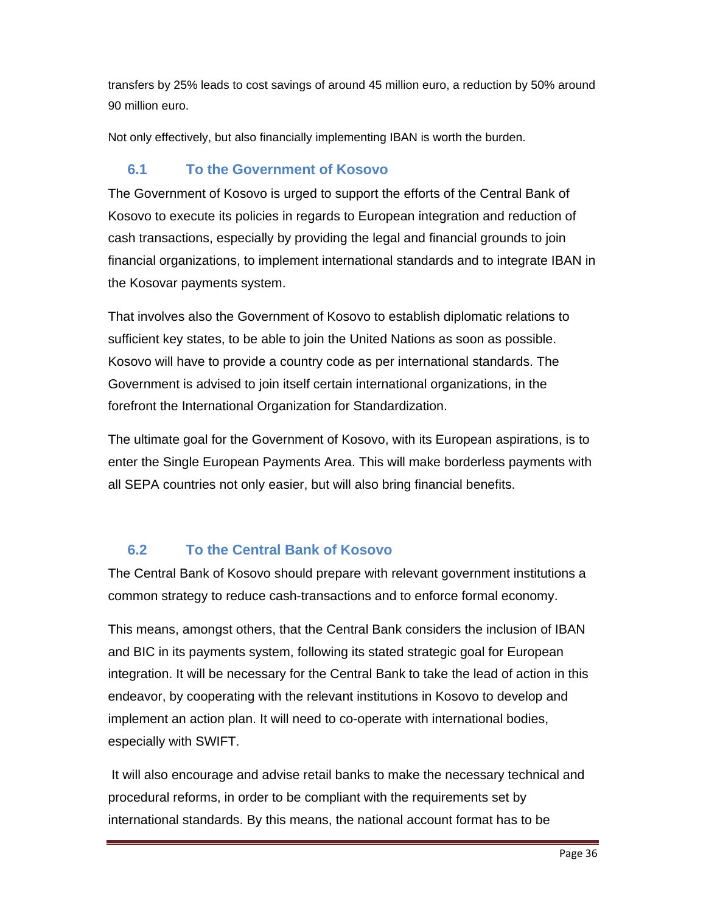transfers by 25% leads to cost savings of around 45 million euro, a reduction by 50% around 90 million euro.

Not only effectively, but also financially implementing IBAN is worth the burden.

## 6.1 To the Government of Kosovo

The Government of Kosovo is urged to support the efforts of the Central Bank of Kosovo to execute its policies in regards to European integration and reduction of cash transactions, especially by providing the legal and financial grounds to join financial organizations, to implement international standards and to integrate IBAN in the Kosovar payments system.

That involves also the Government of Kosovo to establish diplomatic relations to sufficient key states, to be able to join the United Nations as soon as possible. Kosovo will have to provide a country code as per international standards. The Government is advised to join itself certain international organizations, in the forefront the International Organization for Standardization.

The ultimate goal for the Government of Kosovo, with its European aspirations, is to enter the Single European Payments Area. This will make borderless payments with all SEPA countries not only easier, but will also bring financial benefits.

## 6.2 To the Central Bank of Kosovo

The Central Bank of Kosovo should prepare with relevant government institutions a common strategy to reduce cash-transactions and to enforce formal economy.

This means, amongst others, that the Central Bank considers the inclusion of IBAN and BIC in its payments system, following its stated strategic goal for European integration. It will be necessary for the Central Bank to take the lead of action in this endeavor, by cooperating with the relevant institutions in Kosovo to develop and implement an action plan. It will need to co-operate with international bodies, especially with SWIFT.

It will also encourage and advise retail banks to make the necessary technical and procedural reforms, in order to be compliant with the requirements set by international standards. By this means, the national account format has to be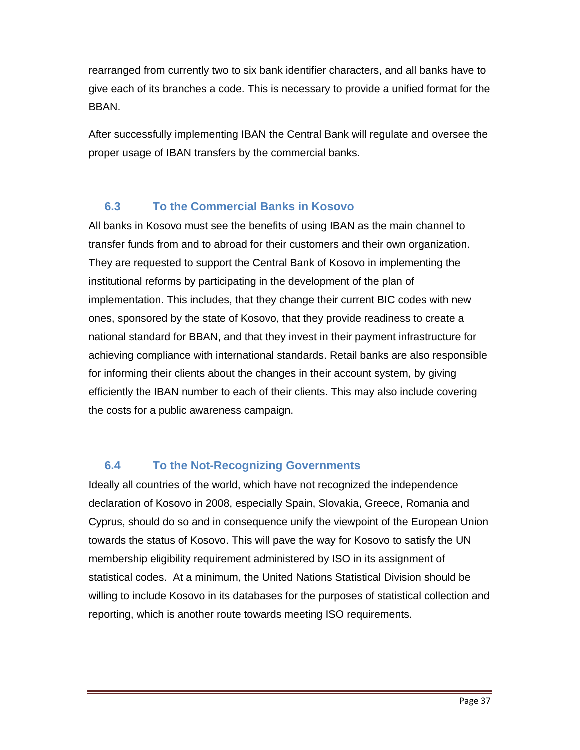rearranged from currently two to six bank identifier characters, and all banks have to give each of its branches a code. This is necessary to provide a unified format for the BBAN.

After successfully implementing IBAN the Central Bank will regulate and oversee the proper usage of IBAN transfers by the commercial banks.

## 6.3 To the Commercial Banks in Kosovo

All banks in Kosovo must see the benefits of using IBAN as the main channel to transfer funds from and to abroad for their customers and their own organization. They are requested to support the Central Bank of Kosovo in implementing the institutional reforms by participating in the development of the plan of implementation. This includes, that they change their current BIC codes with new ones, sponsored by the state of Kosovo, that they provide readiness to create a national standard for BBAN, and that they invest in their payment infrastructure for achieving compliance with international standards. Retail banks are also responsible for informing their clients about the changes in their account system, by giving efficiently the IBAN number to each of their clients. This may also include covering the costs for a public awareness campaign.

## 6.4 To the Not-Recognizing Governments

Ideally all countries of the world, which have not recognized the independence declaration of Kosovo in 2008, especially Spain, Slovakia, Greece, Romania and Cyprus, should do so and in consequence unify the viewpoint of the European Union towards the status of Kosovo. This will pave the way for Kosovo to satisfy the UN membership eligibility requirement administered by ISO in its assignment of statistical codes. At a minimum, the United Nations Statistical Division should be willing to include Kosovo in its databases for the purposes of statistical collection and reporting, which is another route towards meeting ISO requirements.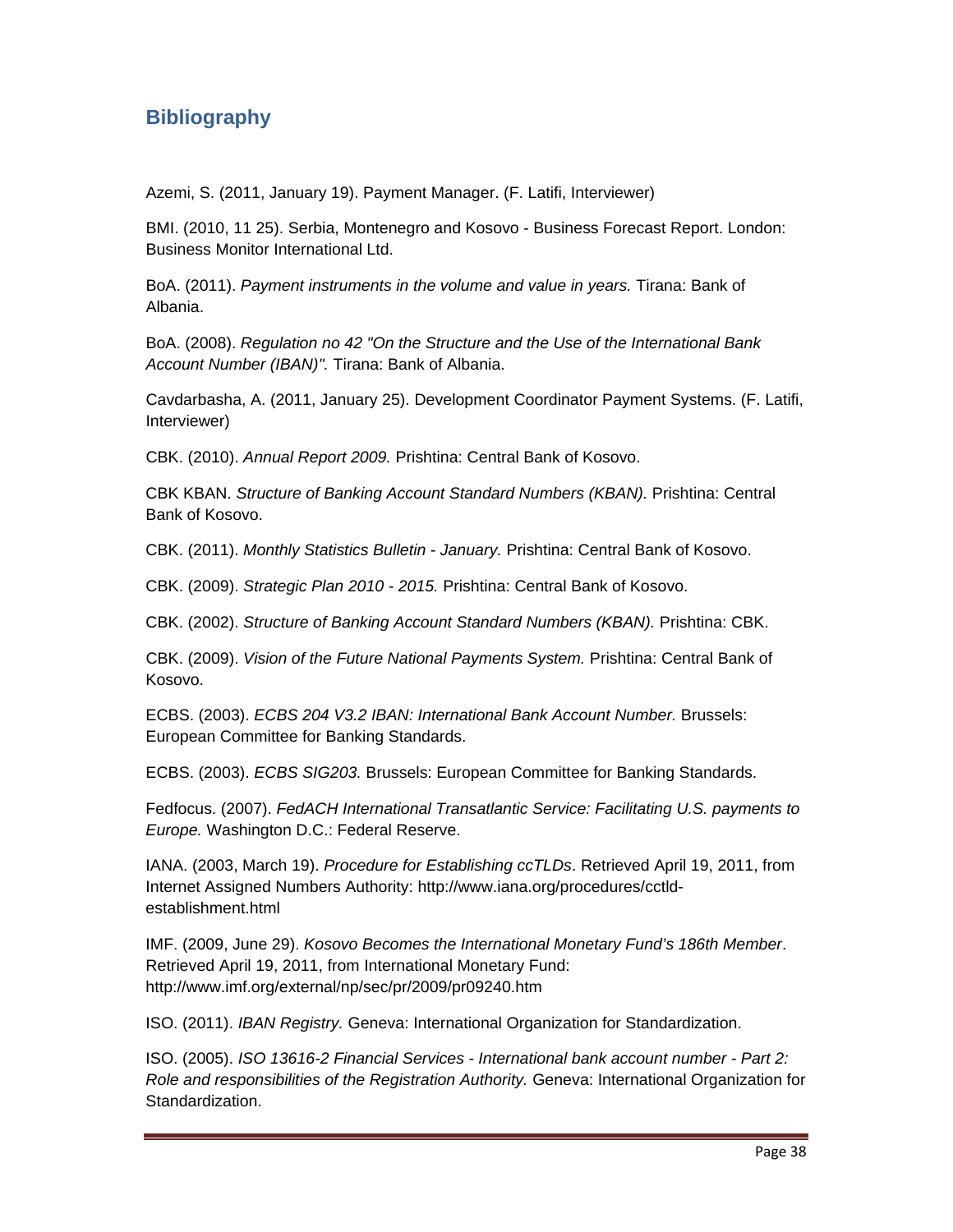## Bibliography

Azemi, S. (2011, January 19). Payment Manager. (F. Latifi, Interviewer)

BMI. (2010, 11 25). Serbia, Montenegro and Kosovo - Business Forecast Report. London: Business Monitor International Ltd.

BoA. (2011). *Payment instruments in the volume and value in years.* Tirana: Bank of Albania.

BoA. (2008). *Regulation no 42 "On the Structure and the Use of the International Bank Account Number (IBAN)".* Tirana: Bank of Albania.

Cavdarbasha, A. (2011, January 25). Development Coordinator Payment Systems. (F. Latifi, Interviewer)

CBK. (2010). *Annual Report 2009.* Prishtina: Central Bank of Kosovo.

CBK KBAN. *Structure of Banking Account Standard Numbers (KBAN).* Prishtina: Central Bank of Kosovo.

CBK. (2011). *Monthly Statistics Bulletin - January.* Prishtina: Central Bank of Kosovo.

CBK. (2009). *Strategic Plan 2010 - 2015.* Prishtina: Central Bank of Kosovo.

CBK. (2002). *Structure of Banking Account Standard Numbers (KBAN).* Prishtina: CBK.

CBK. (2009). *Vision of the Future National Payments System.* Prishtina: Central Bank of Kosovo.

ECBS. (2003). *ECBS 204 V3.2 IBAN: International Bank Account Number.* Brussels: European Committee for Banking Standards.

ECBS. (2003). *ECBS SIG203.* Brussels: European Committee for Banking Standards.

Fedfocus. (2007). *FedACH International Transatlantic Service: Facilitating U.S. payments to Europe.* Washington D.C.: Federal Reserve.

IANA. (2003, March 19). *Procedure for Establishing ccTLDs*. Retrieved April 19, 2011, from Internet Assigned Numbers Authority: http://www.iana.org/procedures/cctld-establishment.html

IMF. (2009, June 29). *Kosovo Becomes the International Monetary Fund's 186th Member*. Retrieved April 19, 2011, from International Monetary Fund: http://www.imf.org/external/np/sec/pr/2009/pr09240.htm

ISO. (2011). *IBAN Registry.* Geneva: International Organization for Standardization.

ISO. (2005). *ISO 13616-2 Financial Services - International bank account number - Part 2: Role and responsibilities of the Registration Authority.* Geneva: International Organization for Standardization.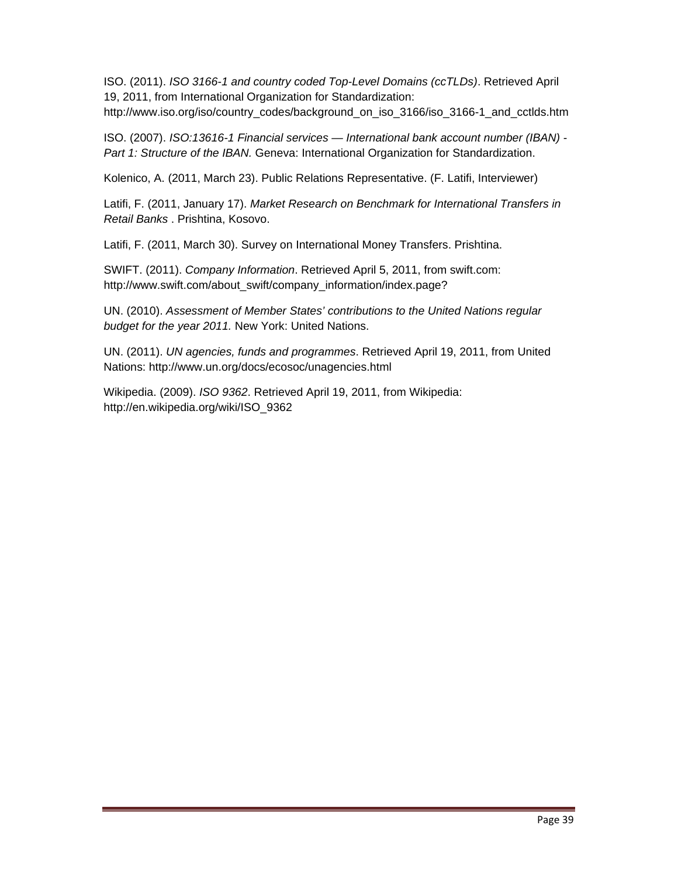ISO. (2011). *ISO 3166-1 and country coded Top-Level Domains (ccTLDs)*. Retrieved April 19, 2011, from International Organization for Standardization: http://www.iso.org/iso/country_codes/background_on_iso_3166/iso_3166-1_and_cctlds.htm

ISO. (2007). *ISO:13616-1 Financial services — International bank account number (IBAN) - Part 1: Structure of the IBAN.* Geneva: International Organization for Standardization.

Kolenico, A. (2011, March 23). Public Relations Representative. (F. Latifi, Interviewer)

Latifi, F. (2011, January 17). *Market Research on Benchmark for International Transfers in Retail Banks* . Prishtina, Kosovo.

Latifi, F. (2011, March 30). Survey on International Money Transfers. Prishtina.

SWIFT. (2011). *Company Information*. Retrieved April 5, 2011, from swift.com: http://www.swift.com/about_swift/company_information/index.page?

UN. (2010). *Assessment of Member States' contributions to the United Nations regular budget for the year 2011.* New York: United Nations.

UN. (2011). *UN agencies, funds and programmes*. Retrieved April 19, 2011, from United Nations: http://www.un.org/docs/ecosoc/unagencies.html

Wikipedia. (2009). *ISO 9362*. Retrieved April 19, 2011, from Wikipedia: http://en.wikipedia.org/wiki/ISO_9362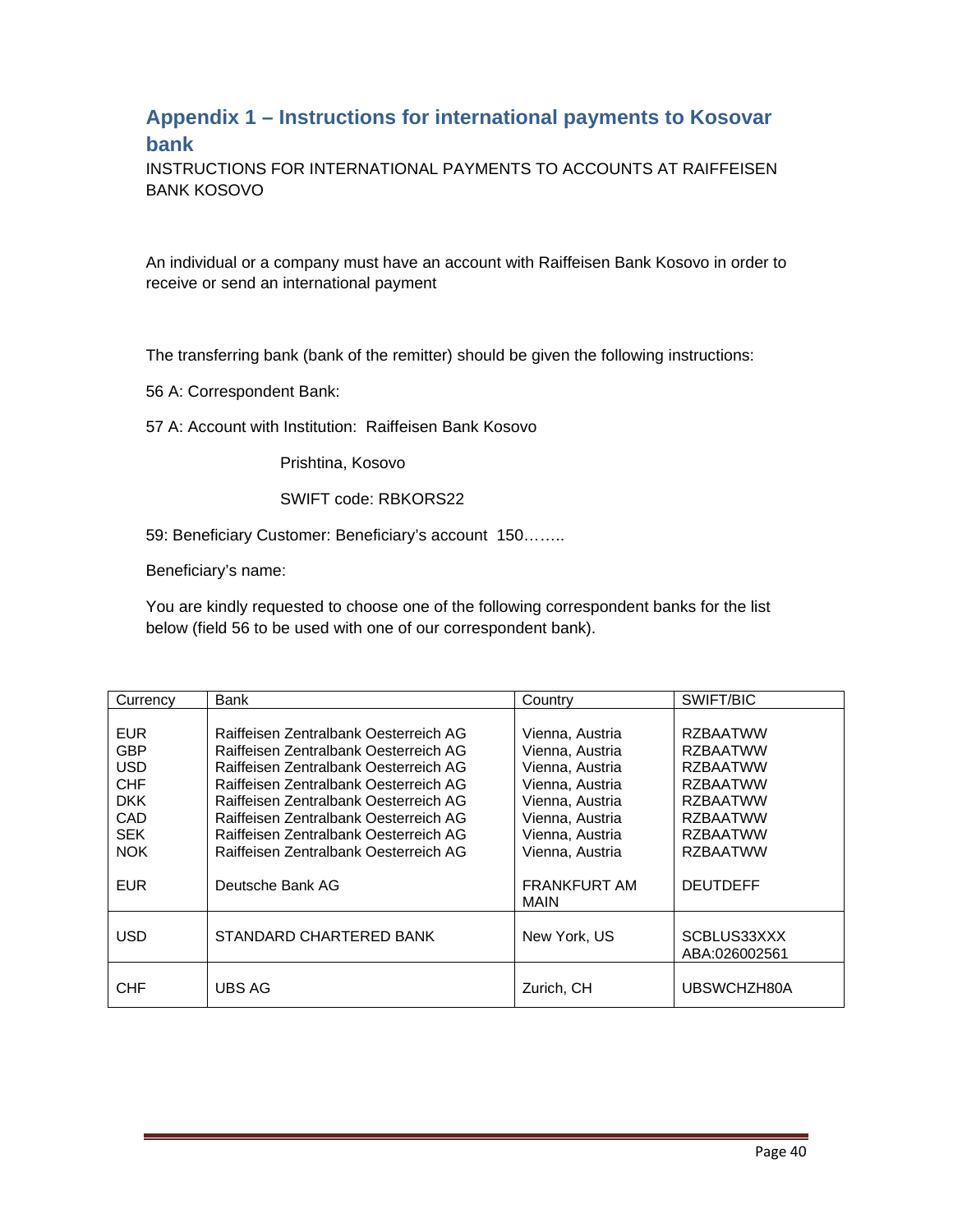## Appendix 1 – Instructions for international payments to Kosovar bank

INSTRUCTIONS FOR INTERNATIONAL PAYMENTS TO ACCOUNTS AT RAIFFEISEN BANK KOSOVO

An individual or a company must have an account with Raiffeisen Bank Kosovo in order to receive or send an international payment

The transferring bank (bank of the remitter) should be given the following instructions:

56 A: Correspondent Bank:

57 A: Account with Institution: Raiffeisen Bank Kosovo

Prishtina, Kosovo

SWIFT code: RBKORS22

59: Beneficiary Customer: Beneficiary's account 150……..

Beneficiary's name:

You are kindly requested to choose one of the following correspondent banks for the list below (field 56 to be used with one of our correspondent bank).

| Currency | Bank | Country | SWIFT/BIC |
|---|---|---|---|
| EUR | Raiffeisen Zentralbank Oesterreich AG | Vienna, Austria | RZBAATWW |
| GBP | Raiffeisen Zentralbank Oesterreich AG | Vienna, Austria | RZBAATWW |
| USD | Raiffeisen Zentralbank Oesterreich AG | Vienna, Austria | RZBAATWW |
| CHF | Raiffeisen Zentralbank Oesterreich AG | Vienna, Austria | RZBAATWW |
| DKK | Raiffeisen Zentralbank Oesterreich AG | Vienna, Austria | RZBAATWW |
| CAD | Raiffeisen Zentralbank Oesterreich AG | Vienna, Austria | RZBAATWW |
| SEK | Raiffeisen Zentralbank Oesterreich AG | Vienna, Austria | RZBAATWW |
| NOK | Raiffeisen Zentralbank Oesterreich AG | Vienna, Austria | RZBAATWW |
| EUR | Deutsche Bank AG | FRANKFURT AM MAIN | DEUTDEFF |
| USD | STANDARD CHARTERED BANK | New York, US | SCBLUS33XXX ABA:026002561 |
| CHF | UBS AG | Zurich, CH | UBSWCHZH80A |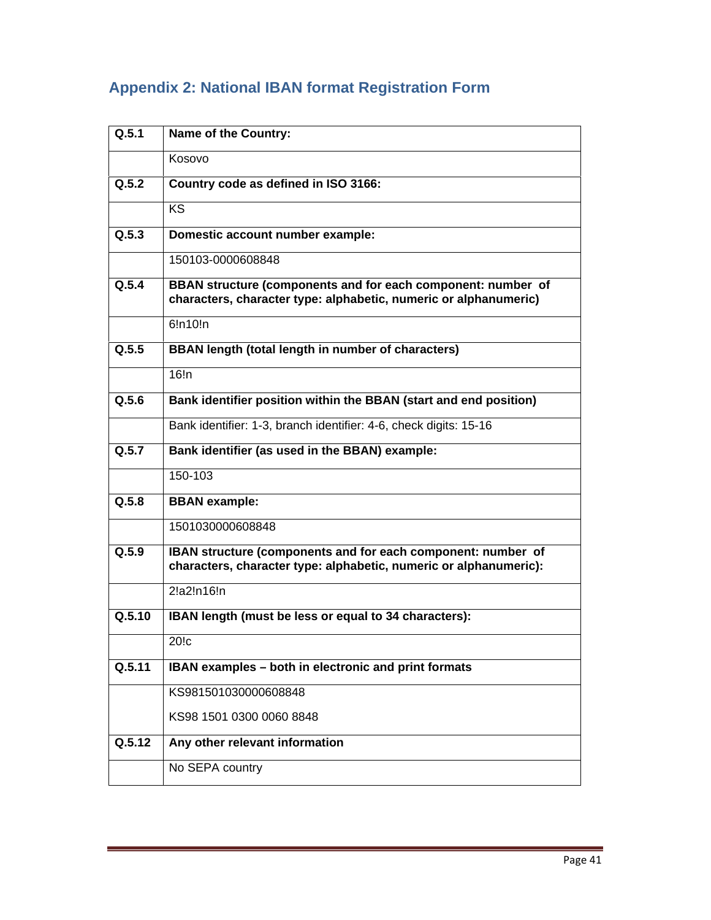## Appendix 2: National IBAN format Registration Form

| | |
|---|---|
| **Q.5.1** | **Name of the Country:** |
| | Kosovo |
| **Q.5.2** | **Country code as defined in ISO 3166:** |
| | KS |
| **Q.5.3** | **Domestic account number example:** |
| | 150103-0000608848 |
| **Q.5.4** | **BBAN structure (components and for each component: number of characters, character type: alphabetic, numeric or alphanumeric)** |
| | 6!n10!n |
| **Q.5.5** | **BBAN length (total length in number of characters)** |
| | 16!n |
| **Q.5.6** | **Bank identifier position within the BBAN (start and end position)** |
| | Bank identifier: 1-3, branch identifier: 4-6, check digits: 15-16 |
| **Q.5.7** | **Bank identifier (as used in the BBAN) example:** |
| | 150-103 |
| **Q.5.8** | **BBAN example:** |
| | 1501030000608848 |
| **Q.5.9** | **IBAN structure (components and for each component: number of characters, character type: alphabetic, numeric or alphanumeric):** |
| | 2!a2!n16!n |
| **Q.5.10** | **IBAN length (must be less or equal to 34 characters):** |
| | 20!c |
| **Q.5.11** | **IBAN examples – both in electronic and print formats** |
| | KS981501030000608848<br>KS98 1501 0300 0060 8848 |
| **Q.5.12** | **Any other relevant information** |
| | No SEPA country |